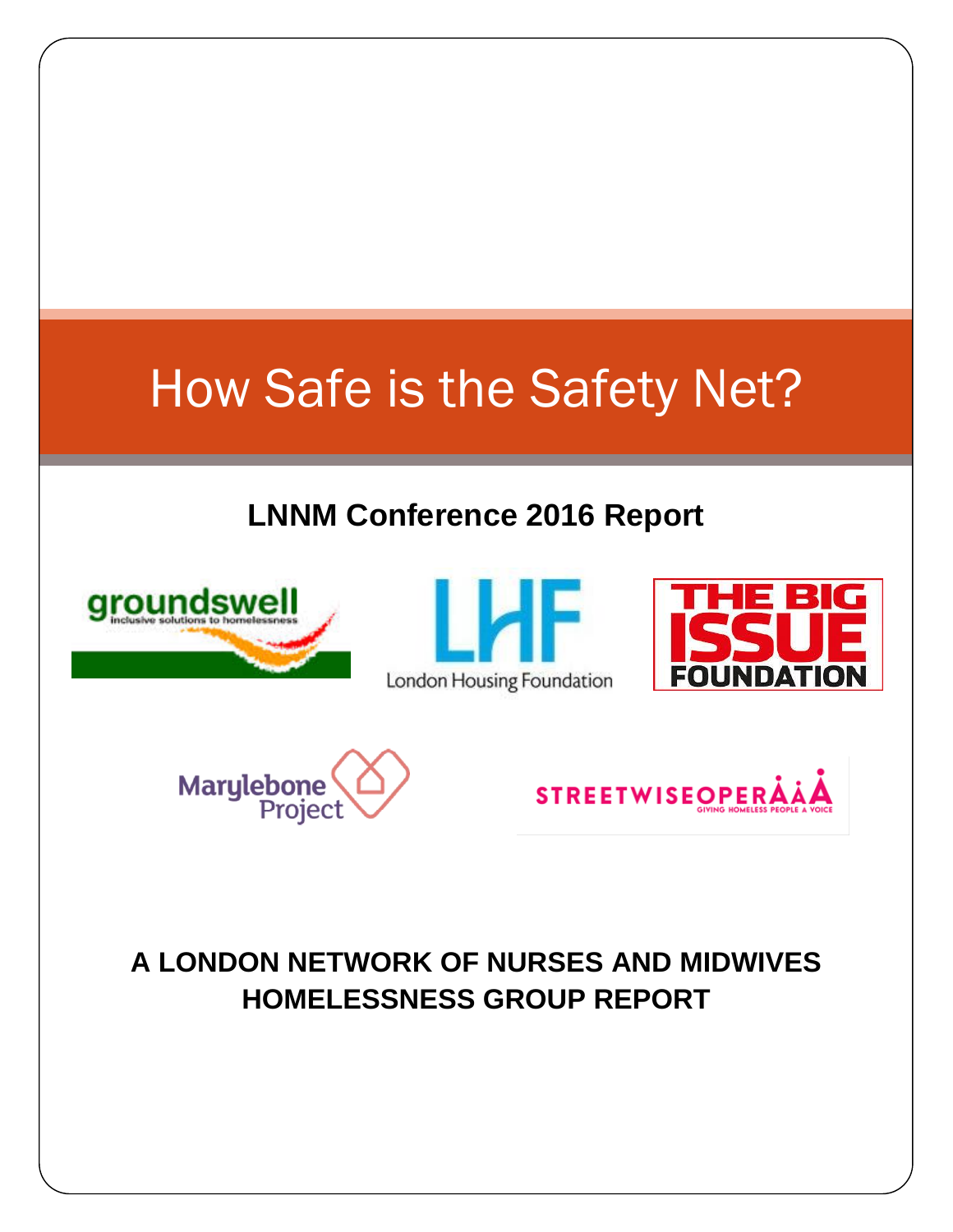# How Safe is the Safety Net?

**LNNM Conference 2016 Report**

groundswell
inclusive solutions to homelessness

LHF
London Housing Foundation

THE BIG ISSUE FOUNDATION

Marylebone Project

STREETWISEOPERA
GIVING HOMELESS PEOPLE A VOICE

**A LONDON NETWORK OF NURSES AND MIDWIVES HOMELESSNESS GROUP REPORT**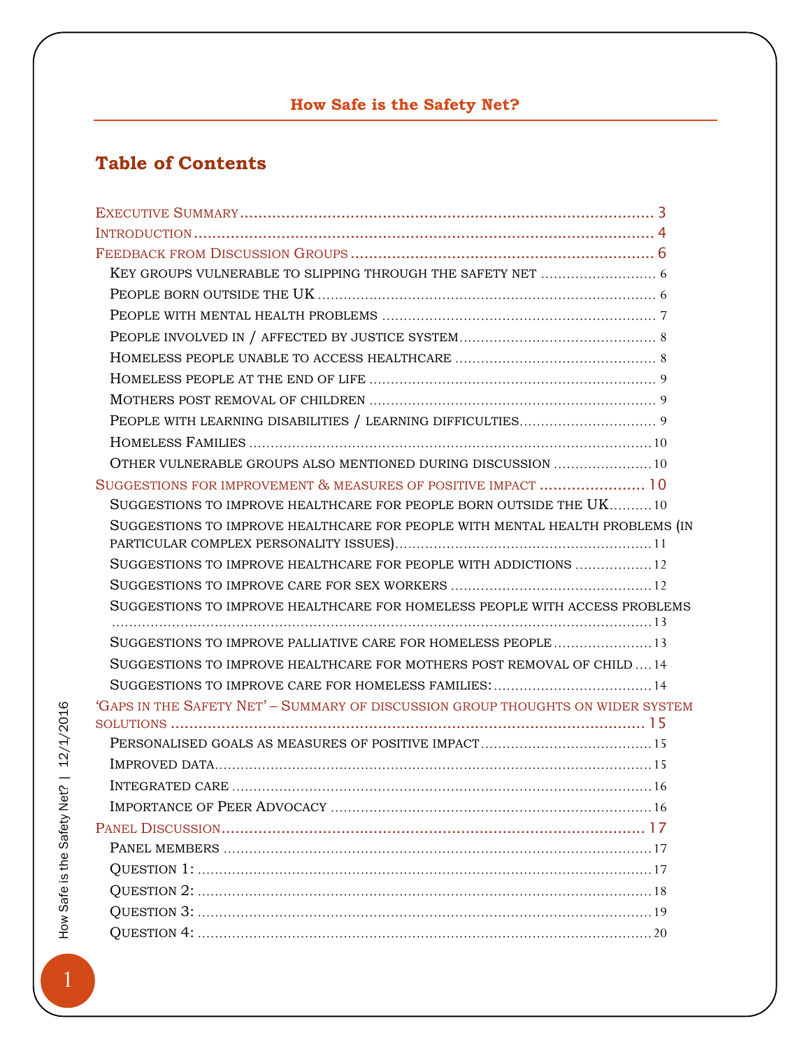## Table of Contents

- Executive Summary .......... 3
- Introduction .......... 4
- Feedback from Discussion Groups .......... 6
  - Key groups vulnerable to slipping through the safety net .......... 6
  - People born outside the UK .......... 6
  - People with mental health problems .......... 7
  - People involved in / affected by justice system .......... 8
  - Homeless people unable to access healthcare .......... 8
  - Homeless people at the end of life .......... 9
  - Mothers post removal of children .......... 9
  - People with learning disabilities / learning difficulties .......... 9
  - Homeless Families .......... 10
  - Other vulnerable groups also mentioned during discussion .......... 10
- Suggestions for improvement & measures of positive impact .......... 10
  - Suggestions to improve healthcare for people born outside the UK .......... 10
  - Suggestions to improve healthcare for people with mental health problems (in particular complex personality issues) .......... 11
  - Suggestions to improve healthcare for people with addictions .......... 12
  - Suggestions to improve care for sex workers .......... 12
  - Suggestions to improve healthcare for homeless people with access problems .......... 13
  - Suggestions to improve palliative care for homeless people .......... 13
  - Suggestions to improve healthcare for mothers post removal of child .......... 14
  - Suggestions to improve care for homeless families: .......... 14
- 'Gaps in the Safety Net' – Summary of discussion group thoughts on wider system solutions .......... 15
  - Personalised goals as measures of positive impact .......... 15
  - Improved data .......... 15
  - Integrated care .......... 16
  - Importance of Peer Advocacy .......... 16
- Panel Discussion .......... 17
  - Panel members .......... 17
  - Question 1: .......... 17
  - Question 2: .......... 18
  - Question 3: .......... 19
  - Question 4: .......... 20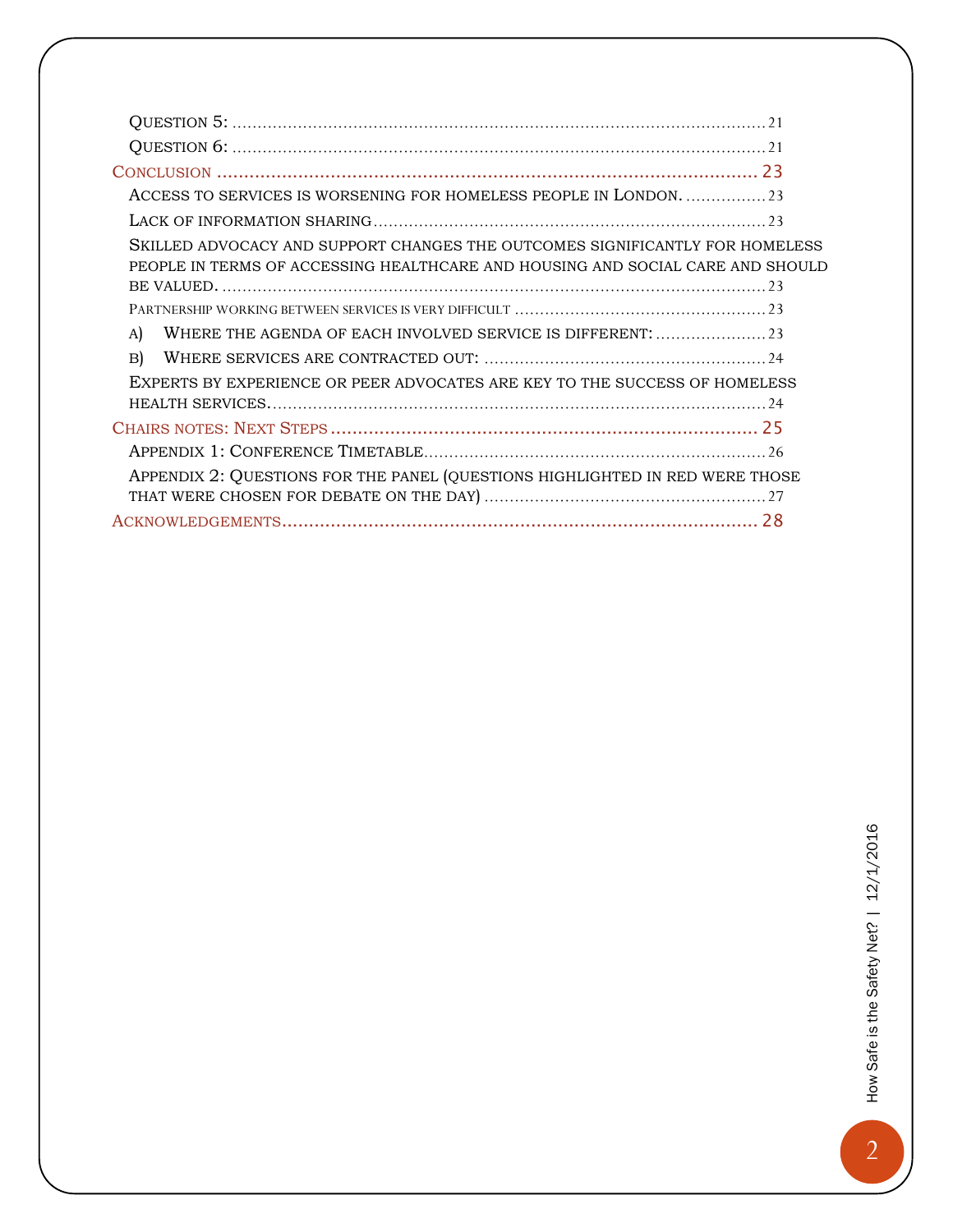Question 5: ........................................................................................................ 21

Question 6: ........................................................................................................ 21

Conclusion ................................................................................................ 23

Access to services is worsening for homeless people in London. ................ 23

Lack of information sharing ........................................................................ 23

Skilled advocacy and support changes the outcomes significantly for homeless people in terms of accessing healthcare and housing and social care and should be valued. ........................................................................................................ 23

Partnership working between services is very difficult ................................................ 23

a) Where the agenda of each involved service is different: ..................... 23

b) Where services are contracted out: ........................................................ 24

Experts by experience or peer advocates are key to the success of homeless health services. ........................................................................................... 24

Chairs notes: Next Steps ........................................................................... 25

Appendix 1: Conference Timetable .............................................................. 26

Appendix 2: Questions for the panel (questions highlighted in red were those that were chosen for debate on the day) ........................................................ 27

Acknowledgements ..................................................................................... 28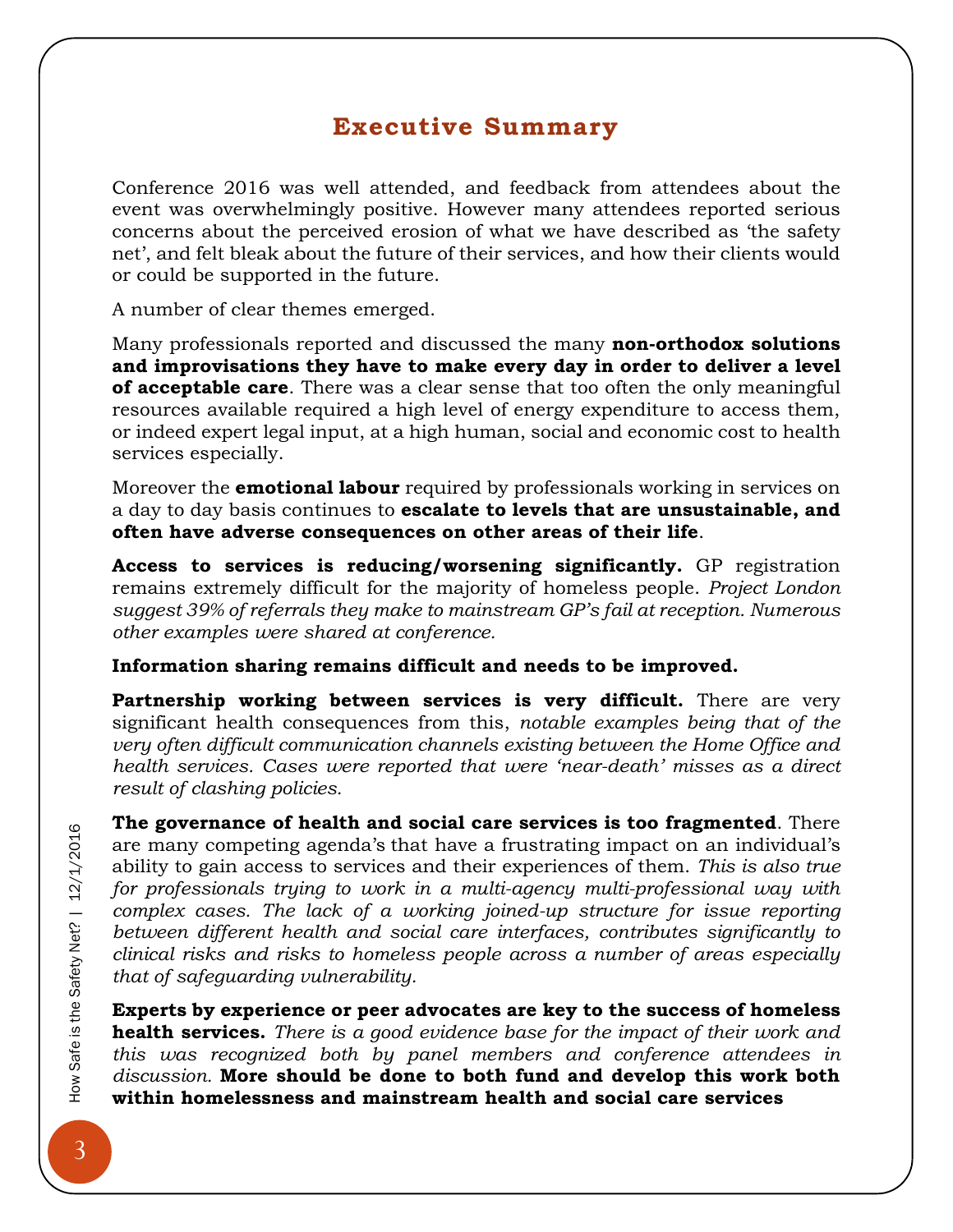# Executive Summary

Conference 2016 was well attended, and feedback from attendees about the event was overwhelmingly positive. However many attendees reported serious concerns about the perceived erosion of what we have described as 'the safety net', and felt bleak about the future of their services, and how their clients would or could be supported in the future.

A number of clear themes emerged.

Many professionals reported and discussed the many **non-orthodox solutions and improvisations they have to make every day in order to deliver a level of acceptable care**. There was a clear sense that too often the only meaningful resources available required a high level of energy expenditure to access them, or indeed expert legal input, at a high human, social and economic cost to health services especially.

Moreover the **emotional labour** required by professionals working in services on a day to day basis continues to **escalate to levels that are unsustainable, and often have adverse consequences on other areas of their life**.

**Access to services is reducing/worsening significantly.** GP registration remains extremely difficult for the majority of homeless people. *Project London suggest 39% of referrals they make to mainstream GP's fail at reception. Numerous other examples were shared at conference.*

**Information sharing remains difficult and needs to be improved.**

**Partnership working between services is very difficult.** There are very significant health consequences from this, *notable examples being that of the very often difficult communication channels existing between the Home Office and health services. Cases were reported that were 'near-death' misses as a direct result of clashing policies.*

**The governance of health and social care services is too fragmented**. There are many competing agenda's that have a frustrating impact on an individual's ability to gain access to services and their experiences of them. *This is also true for professionals trying to work in a multi-agency multi-professional way with complex cases. The lack of a working joined-up structure for issue reporting between different health and social care interfaces, contributes significantly to clinical risks and risks to homeless people across a number of areas especially that of safeguarding vulnerability.*

**Experts by experience or peer advocates are key to the success of homeless health services.** *There is a good evidence base for the impact of their work and this was recognized both by panel members and conference attendees in discussion.* **More should be done to both fund and develop this work both within homelessness and mainstream health and social care services**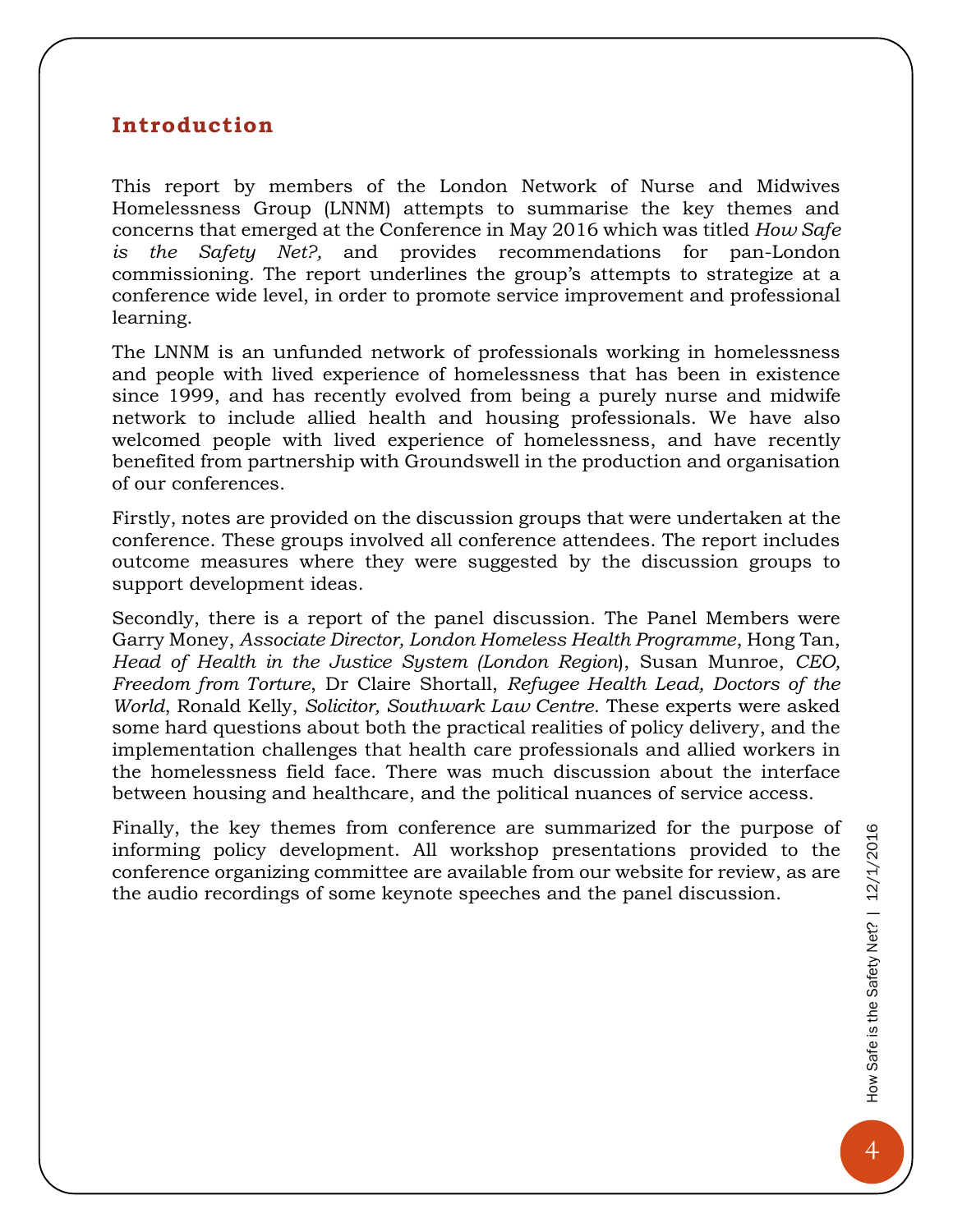## Introduction

This report by members of the London Network of Nurse and Midwives Homelessness Group (LNNM) attempts to summarise the key themes and concerns that emerged at the Conference in May 2016 which was titled *How Safe is the Safety Net?,* and provides recommendations for pan-London commissioning. The report underlines the group's attempts to strategize at a conference wide level, in order to promote service improvement and professional learning.

The LNNM is an unfunded network of professionals working in homelessness and people with lived experience of homelessness that has been in existence since 1999, and has recently evolved from being a purely nurse and midwife network to include allied health and housing professionals. We have also welcomed people with lived experience of homelessness, and have recently benefited from partnership with Groundswell in the production and organisation of our conferences.

Firstly, notes are provided on the discussion groups that were undertaken at the conference. These groups involved all conference attendees. The report includes outcome measures where they were suggested by the discussion groups to support development ideas.

Secondly, there is a report of the panel discussion. The Panel Members were Garry Money, *Associate Director, London Homeless Health Programme*, Hong Tan, *Head of Health in the Justice System (London Region*), Susan Munroe, *CEO, Freedom from Torture*, Dr Claire Shortall, *Refugee Health Lead, Doctors of the World*, Ronald Kelly, *Solicitor, Southwark Law Centre*. These experts were asked some hard questions about both the practical realities of policy delivery, and the implementation challenges that health care professionals and allied workers in the homelessness field face. There was much discussion about the interface between housing and healthcare, and the political nuances of service access.

Finally, the key themes from conference are summarized for the purpose of informing policy development. All workshop presentations provided to the conference organizing committee are available from our website for review, as are the audio recordings of some keynote speeches and the panel discussion.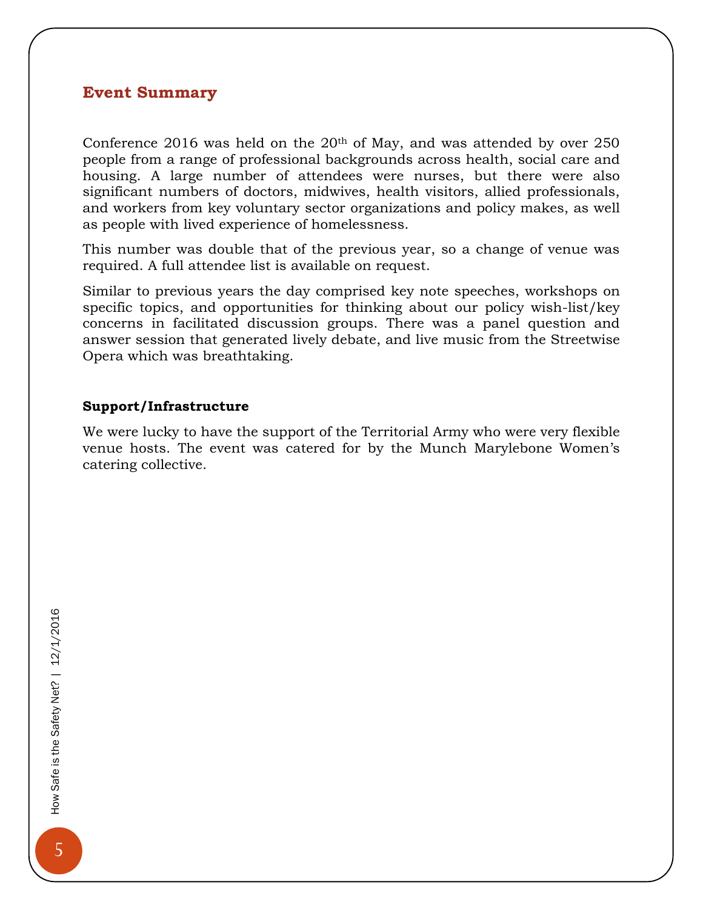## Event Summary

Conference 2016 was held on the 20th of May, and was attended by over 250 people from a range of professional backgrounds across health, social care and housing. A large number of attendees were nurses, but there were also significant numbers of doctors, midwives, health visitors, allied professionals, and workers from key voluntary sector organizations and policy makes, as well as people with lived experience of homelessness.

This number was double that of the previous year, so a change of venue was required. A full attendee list is available on request.

Similar to previous years the day comprised key note speeches, workshops on specific topics, and opportunities for thinking about our policy wish-list/key concerns in facilitated discussion groups. There was a panel question and answer session that generated lively debate, and live music from the Streetwise Opera which was breathtaking.

### Support/Infrastructure

We were lucky to have the support of the Territorial Army who were very flexible venue hosts. The event was catered for by the Munch Marylebone Women's catering collective.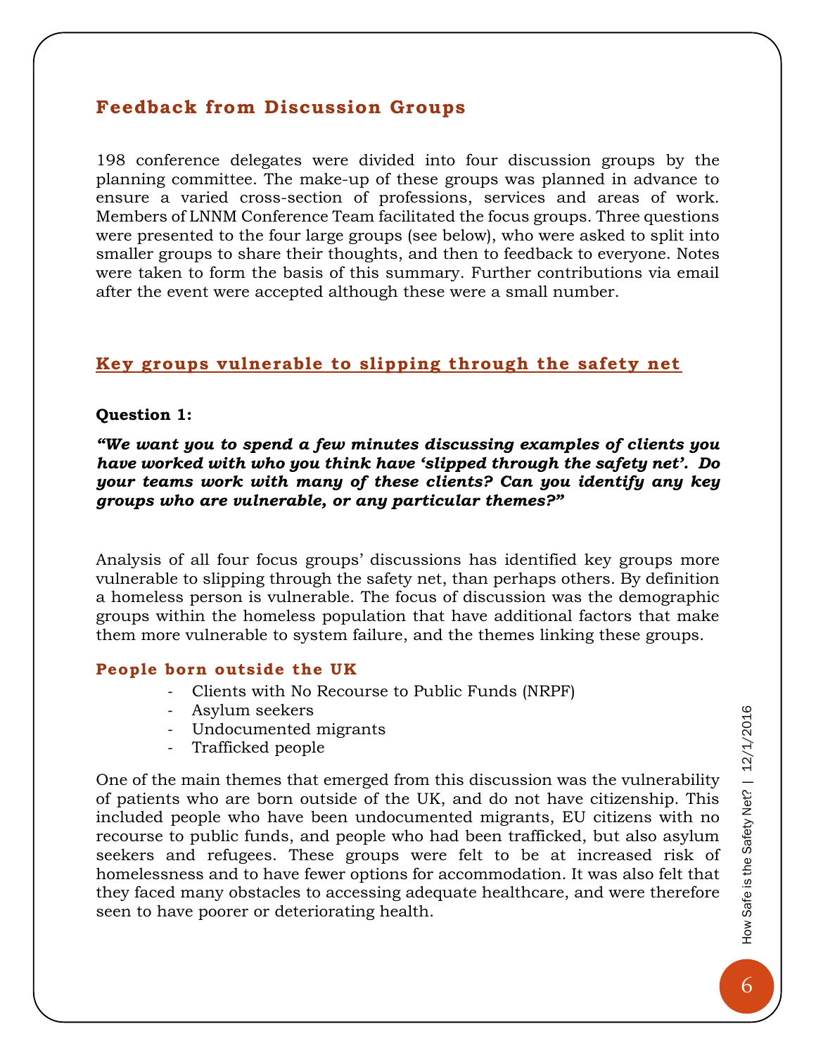## Feedback from Discussion Groups

198 conference delegates were divided into four discussion groups by the planning committee. The make-up of these groups was planned in advance to ensure a varied cross-section of professions, services and areas of work. Members of LNNM Conference Team facilitated the focus groups. Three questions were presented to the four large groups (see below), who were asked to split into smaller groups to share their thoughts, and then to feedback to everyone. Notes were taken to form the basis of this summary. Further contributions via email after the event were accepted although these were a small number.

## Key groups vulnerable to slipping through the safety net

**Question 1:**

***"We want you to spend a few minutes discussing examples of clients you have worked with who you think have 'slipped through the safety net'. Do your teams work with many of these clients? Can you identify any key groups who are vulnerable, or any particular themes?"***

Analysis of all four focus groups' discussions has identified key groups more vulnerable to slipping through the safety net, than perhaps others. By definition a homeless person is vulnerable. The focus of discussion was the demographic groups within the homeless population that have additional factors that make them more vulnerable to system failure, and the themes linking these groups.

### People born outside the UK

- Clients with No Recourse to Public Funds (NRPF)
- Asylum seekers
- Undocumented migrants
- Trafficked people

One of the main themes that emerged from this discussion was the vulnerability of patients who are born outside of the UK, and do not have citizenship. This included people who have been undocumented migrants, EU citizens with no recourse to public funds, and people who had been trafficked, but also asylum seekers and refugees. These groups were felt to be at increased risk of homelessness and to have fewer options for accommodation. It was also felt that they faced many obstacles to accessing adequate healthcare, and were therefore seen to have poorer or deteriorating health.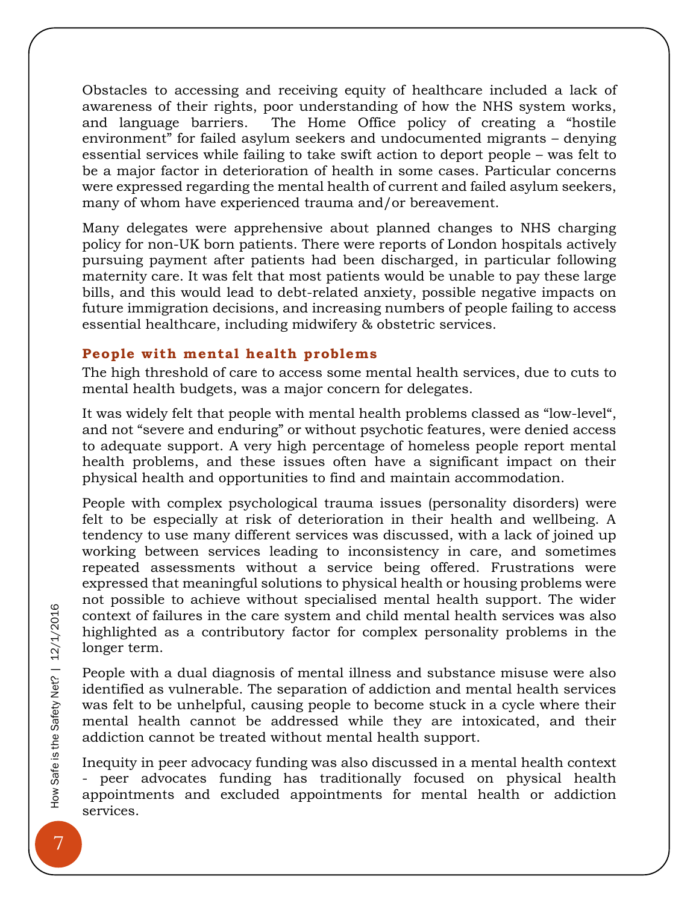Obstacles to accessing and receiving equity of healthcare included a lack of awareness of their rights, poor understanding of how the NHS system works, and language barriers. The Home Office policy of creating a "hostile environment" for failed asylum seekers and undocumented migrants – denying essential services while failing to take swift action to deport people – was felt to be a major factor in deterioration of health in some cases. Particular concerns were expressed regarding the mental health of current and failed asylum seekers, many of whom have experienced trauma and/or bereavement.

Many delegates were apprehensive about planned changes to NHS charging policy for non-UK born patients. There were reports of London hospitals actively pursuing payment after patients had been discharged, in particular following maternity care. It was felt that most patients would be unable to pay these large bills, and this would lead to debt-related anxiety, possible negative impacts on future immigration decisions, and increasing numbers of people failing to access essential healthcare, including midwifery & obstetric services.

### People with mental health problems

The high threshold of care to access some mental health services, due to cuts to mental health budgets, was a major concern for delegates.

It was widely felt that people with mental health problems classed as "low-level", and not "severe and enduring" or without psychotic features, were denied access to adequate support. A very high percentage of homeless people report mental health problems, and these issues often have a significant impact on their physical health and opportunities to find and maintain accommodation.

People with complex psychological trauma issues (personality disorders) were felt to be especially at risk of deterioration in their health and wellbeing. A tendency to use many different services was discussed, with a lack of joined up working between services leading to inconsistency in care, and sometimes repeated assessments without a service being offered. Frustrations were expressed that meaningful solutions to physical health or housing problems were not possible to achieve without specialised mental health support. The wider context of failures in the care system and child mental health services was also highlighted as a contributory factor for complex personality problems in the longer term.

People with a dual diagnosis of mental illness and substance misuse were also identified as vulnerable. The separation of addiction and mental health services was felt to be unhelpful, causing people to become stuck in a cycle where their mental health cannot be addressed while they are intoxicated, and their addiction cannot be treated without mental health support.

Inequity in peer advocacy funding was also discussed in a mental health context - peer advocates funding has traditionally focused on physical health appointments and excluded appointments for mental health or addiction services.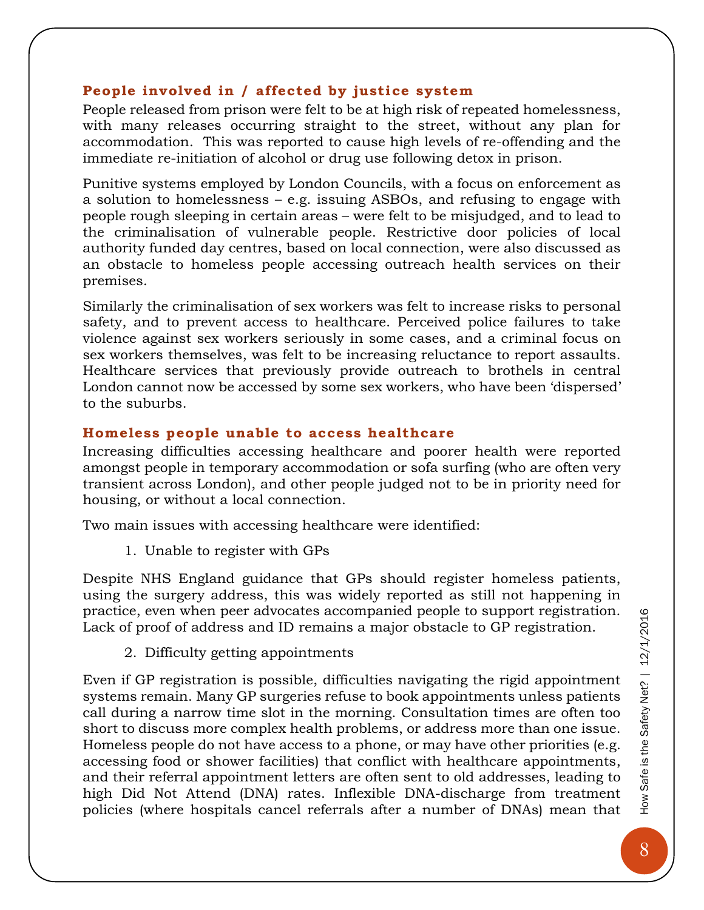### People involved in / affected by justice system

People released from prison were felt to be at high risk of repeated homelessness, with many releases occurring straight to the street, without any plan for accommodation. This was reported to cause high levels of re-offending and the immediate re-initiation of alcohol or drug use following detox in prison.

Punitive systems employed by London Councils, with a focus on enforcement as a solution to homelessness – e.g. issuing ASBOs, and refusing to engage with people rough sleeping in certain areas – were felt to be misjudged, and to lead to the criminalisation of vulnerable people. Restrictive door policies of local authority funded day centres, based on local connection, were also discussed as an obstacle to homeless people accessing outreach health services on their premises.

Similarly the criminalisation of sex workers was felt to increase risks to personal safety, and to prevent access to healthcare. Perceived police failures to take violence against sex workers seriously in some cases, and a criminal focus on sex workers themselves, was felt to be increasing reluctance to report assaults. Healthcare services that previously provide outreach to brothels in central London cannot now be accessed by some sex workers, who have been 'dispersed' to the suburbs.

### Homeless people unable to access healthcare

Increasing difficulties accessing healthcare and poorer health were reported amongst people in temporary accommodation or sofa surfing (who are often very transient across London), and other people judged not to be in priority need for housing, or without a local connection.

Two main issues with accessing healthcare were identified:

1. Unable to register with GPs

Despite NHS England guidance that GPs should register homeless patients, using the surgery address, this was widely reported as still not happening in practice, even when peer advocates accompanied people to support registration. Lack of proof of address and ID remains a major obstacle to GP registration.

2. Difficulty getting appointments

Even if GP registration is possible, difficulties navigating the rigid appointment systems remain. Many GP surgeries refuse to book appointments unless patients call during a narrow time slot in the morning. Consultation times are often too short to discuss more complex health problems, or address more than one issue. Homeless people do not have access to a phone, or may have other priorities (e.g. accessing food or shower facilities) that conflict with healthcare appointments, and their referral appointment letters are often sent to old addresses, leading to high Did Not Attend (DNA) rates. Inflexible DNA-discharge from treatment policies (where hospitals cancel referrals after a number of DNAs) mean that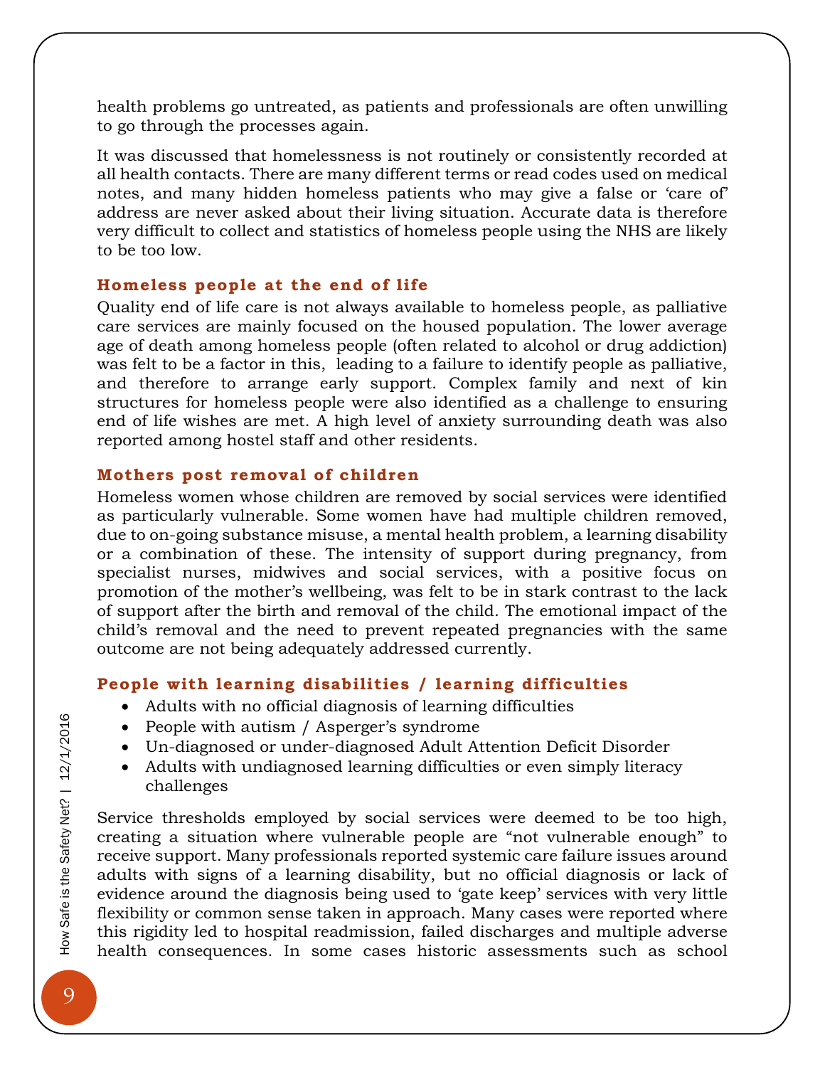health problems go untreated, as patients and professionals are often unwilling to go through the processes again.

It was discussed that homelessness is not routinely or consistently recorded at all health contacts. There are many different terms or read codes used on medical notes, and many hidden homeless patients who may give a false or 'care of' address are never asked about their living situation. Accurate data is therefore very difficult to collect and statistics of homeless people using the NHS are likely to be too low.

### Homeless people at the end of life

Quality end of life care is not always available to homeless people, as palliative care services are mainly focused on the housed population. The lower average age of death among homeless people (often related to alcohol or drug addiction) was felt to be a factor in this, leading to a failure to identify people as palliative, and therefore to arrange early support. Complex family and next of kin structures for homeless people were also identified as a challenge to ensuring end of life wishes are met. A high level of anxiety surrounding death was also reported among hostel staff and other residents.

### Mothers post removal of children

Homeless women whose children are removed by social services were identified as particularly vulnerable. Some women have had multiple children removed, due to on-going substance misuse, a mental health problem, a learning disability or a combination of these. The intensity of support during pregnancy, from specialist nurses, midwives and social services, with a positive focus on promotion of the mother's wellbeing, was felt to be in stark contrast to the lack of support after the birth and removal of the child. The emotional impact of the child's removal and the need to prevent repeated pregnancies with the same outcome are not being adequately addressed currently.

### People with learning disabilities / learning difficulties

- Adults with no official diagnosis of learning difficulties
- People with autism / Asperger's syndrome
- Un-diagnosed or under-diagnosed Adult Attention Deficit Disorder
- Adults with undiagnosed learning difficulties or even simply literacy challenges

Service thresholds employed by social services were deemed to be too high, creating a situation where vulnerable people are "not vulnerable enough" to receive support. Many professionals reported systemic care failure issues around adults with signs of a learning disability, but no official diagnosis or lack of evidence around the diagnosis being used to 'gate keep' services with very little flexibility or common sense taken in approach. Many cases were reported where this rigidity led to hospital readmission, failed discharges and multiple adverse health consequences. In some cases historic assessments such as school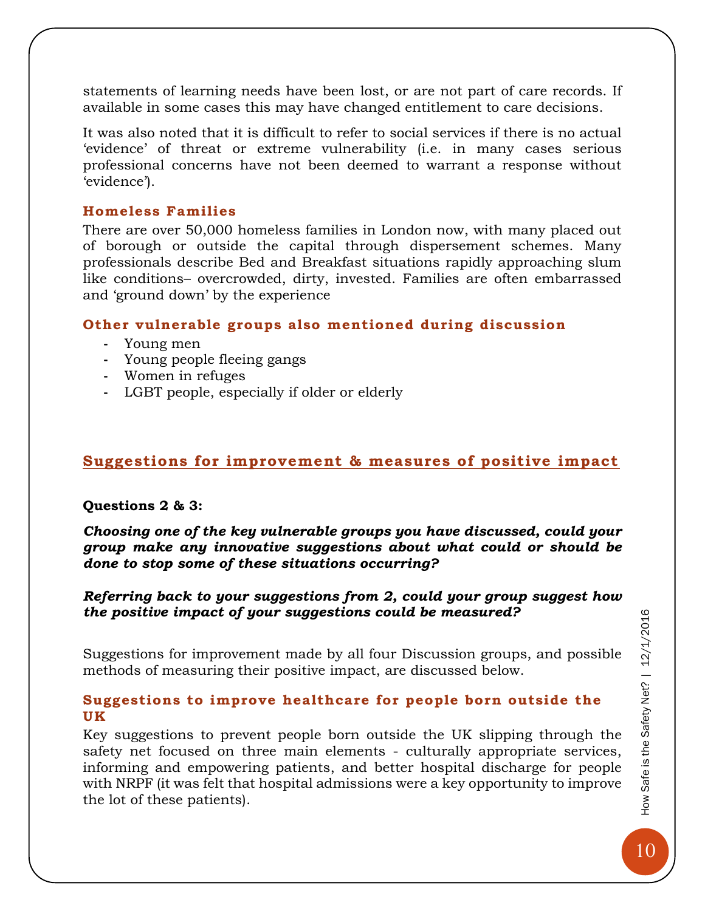statements of learning needs have been lost, or are not part of care records. If available in some cases this may have changed entitlement to care decisions.

It was also noted that it is difficult to refer to social services if there is no actual 'evidence' of threat or extreme vulnerability (i.e. in many cases serious professional concerns have not been deemed to warrant a response without 'evidence').

### Homeless Families

There are over 50,000 homeless families in London now, with many placed out of borough or outside the capital through dispersement schemes. Many professionals describe Bed and Breakfast situations rapidly approaching slum like conditions– overcrowded, dirty, invested. Families are often embarrassed and 'ground down' by the experience

### Other vulnerable groups also mentioned during discussion

- Young men
- Young people fleeing gangs
- Women in refuges
- LGBT people, especially if older or elderly

## Suggestions for improvement & measures of positive impact

**Questions 2 & 3:**

***Choosing one of the key vulnerable groups you have discussed, could your group make any innovative suggestions about what could or should be done to stop some of these situations occurring?***

***Referring back to your suggestions from 2, could your group suggest how the positive impact of your suggestions could be measured?***

Suggestions for improvement made by all four Discussion groups, and possible methods of measuring their positive impact, are discussed below.

### Suggestions to improve healthcare for people born outside the UK

Key suggestions to prevent people born outside the UK slipping through the safety net focused on three main elements - culturally appropriate services, informing and empowering patients, and better hospital discharge for people with NRPF (it was felt that hospital admissions were a key opportunity to improve the lot of these patients).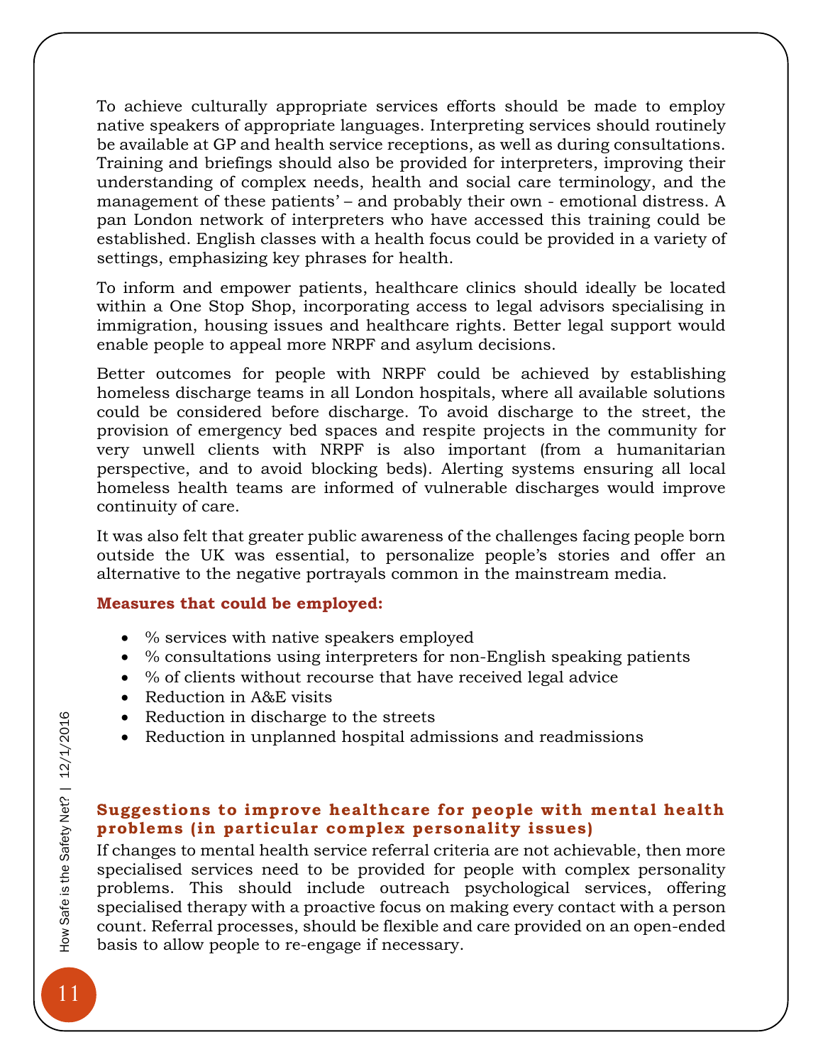To achieve culturally appropriate services efforts should be made to employ native speakers of appropriate languages. Interpreting services should routinely be available at GP and health service receptions, as well as during consultations. Training and briefings should also be provided for interpreters, improving their understanding of complex needs, health and social care terminology, and the management of these patients' – and probably their own - emotional distress. A pan London network of interpreters who have accessed this training could be established. English classes with a health focus could be provided in a variety of settings, emphasizing key phrases for health.

To inform and empower patients, healthcare clinics should ideally be located within a One Stop Shop, incorporating access to legal advisors specialising in immigration, housing issues and healthcare rights. Better legal support would enable people to appeal more NRPF and asylum decisions.

Better outcomes for people with NRPF could be achieved by establishing homeless discharge teams in all London hospitals, where all available solutions could be considered before discharge. To avoid discharge to the street, the provision of emergency bed spaces and respite projects in the community for very unwell clients with NRPF is also important (from a humanitarian perspective, and to avoid blocking beds). Alerting systems ensuring all local homeless health teams are informed of vulnerable discharges would improve continuity of care.

It was also felt that greater public awareness of the challenges facing people born outside the UK was essential, to personalize people's stories and offer an alternative to the negative portrayals common in the mainstream media.

**Measures that could be employed:**

- % services with native speakers employed
- % consultations using interpreters for non-English speaking patients
- % of clients without recourse that have received legal advice
- Reduction in A&E visits
- Reduction in discharge to the streets
- Reduction in unplanned hospital admissions and readmissions

### Suggestions to improve healthcare for people with mental health problems (in particular complex personality issues)

If changes to mental health service referral criteria are not achievable, then more specialised services need to be provided for people with complex personality problems. This should include outreach psychological services, offering specialised therapy with a proactive focus on making every contact with a person count. Referral processes, should be flexible and care provided on an open-ended basis to allow people to re-engage if necessary.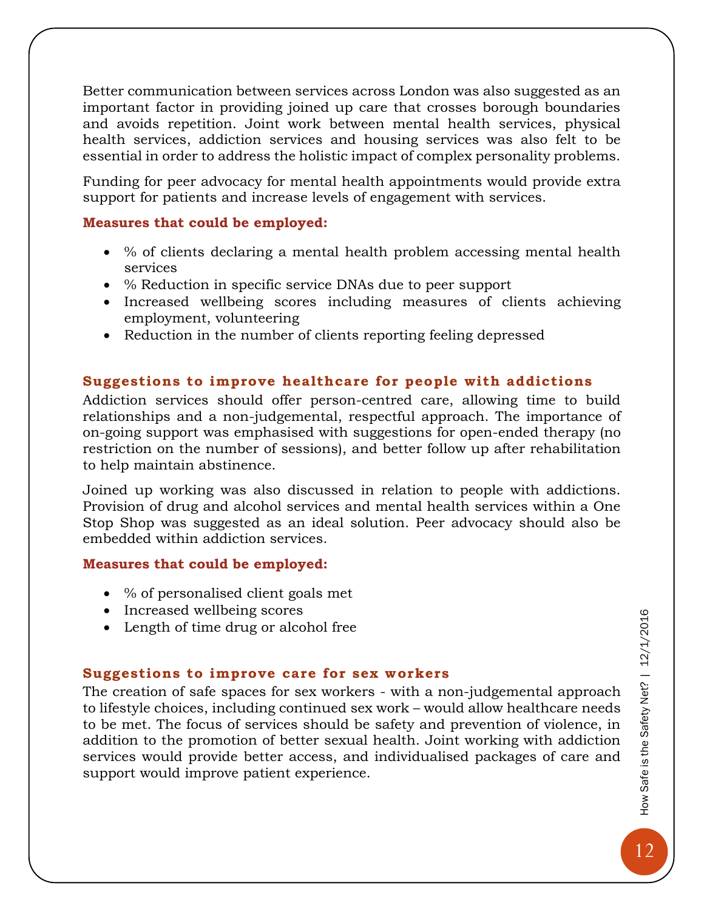Better communication between services across London was also suggested as an important factor in providing joined up care that crosses borough boundaries and avoids repetition. Joint work between mental health services, physical health services, addiction services and housing services was also felt to be essential in order to address the holistic impact of complex personality problems.

Funding for peer advocacy for mental health appointments would provide extra support for patients and increase levels of engagement with services.

**Measures that could be employed:**

- % of clients declaring a mental health problem accessing mental health services
- % Reduction in specific service DNAs due to peer support
- Increased wellbeing scores including measures of clients achieving employment, volunteering
- Reduction in the number of clients reporting feeling depressed

### Suggestions to improve healthcare for people with addictions

Addiction services should offer person-centred care, allowing time to build relationships and a non-judgemental, respectful approach. The importance of on-going support was emphasised with suggestions for open-ended therapy (no restriction on the number of sessions), and better follow up after rehabilitation to help maintain abstinence.

Joined up working was also discussed in relation to people with addictions. Provision of drug and alcohol services and mental health services within a One Stop Shop was suggested as an ideal solution. Peer advocacy should also be embedded within addiction services.

**Measures that could be employed:**

- % of personalised client goals met
- Increased wellbeing scores
- Length of time drug or alcohol free

### Suggestions to improve care for sex workers

The creation of safe spaces for sex workers - with a non-judgemental approach to lifestyle choices, including continued sex work – would allow healthcare needs to be met. The focus of services should be safety and prevention of violence, in addition to the promotion of better sexual health. Joint working with addiction services would provide better access, and individualised packages of care and support would improve patient experience.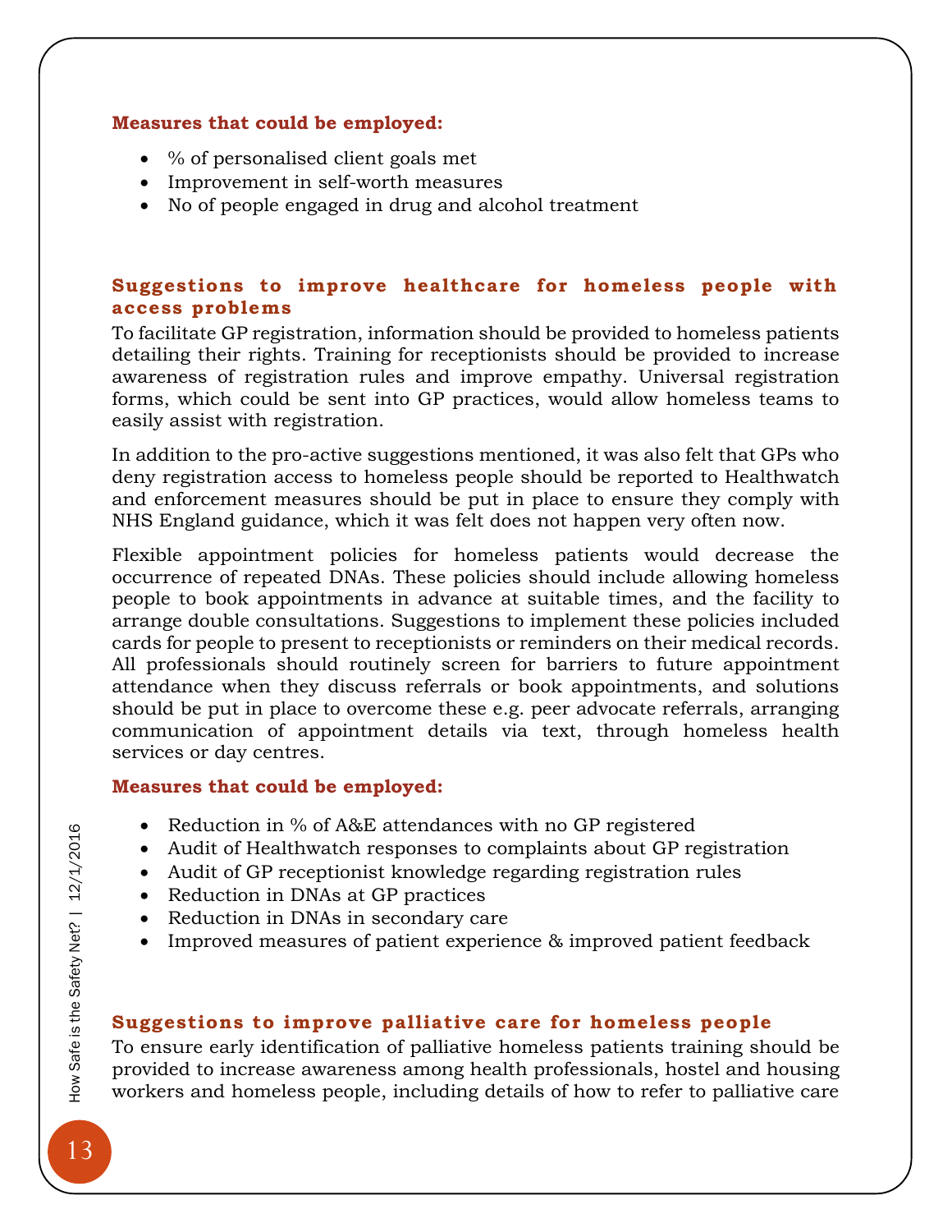**Measures that could be employed:**

- % of personalised client goals met
- Improvement in self-worth measures
- No of people engaged in drug and alcohol treatment

### Suggestions to improve healthcare for homeless people with access problems

To facilitate GP registration, information should be provided to homeless patients detailing their rights. Training for receptionists should be provided to increase awareness of registration rules and improve empathy. Universal registration forms, which could be sent into GP practices, would allow homeless teams to easily assist with registration.

In addition to the pro-active suggestions mentioned, it was also felt that GPs who deny registration access to homeless people should be reported to Healthwatch and enforcement measures should be put in place to ensure they comply with NHS England guidance, which it was felt does not happen very often now.

Flexible appointment policies for homeless patients would decrease the occurrence of repeated DNAs. These policies should include allowing homeless people to book appointments in advance at suitable times, and the facility to arrange double consultations. Suggestions to implement these policies included cards for people to present to receptionists or reminders on their medical records. All professionals should routinely screen for barriers to future appointment attendance when they discuss referrals or book appointments, and solutions should be put in place to overcome these e.g. peer advocate referrals, arranging communication of appointment details via text, through homeless health services or day centres.

**Measures that could be employed:**

- Reduction in % of A&E attendances with no GP registered
- Audit of Healthwatch responses to complaints about GP registration
- Audit of GP receptionist knowledge regarding registration rules
- Reduction in DNAs at GP practices
- Reduction in DNAs in secondary care
- Improved measures of patient experience & improved patient feedback

### Suggestions to improve palliative care for homeless people

To ensure early identification of palliative homeless patients training should be provided to increase awareness among health professionals, hostel and housing workers and homeless people, including details of how to refer to palliative care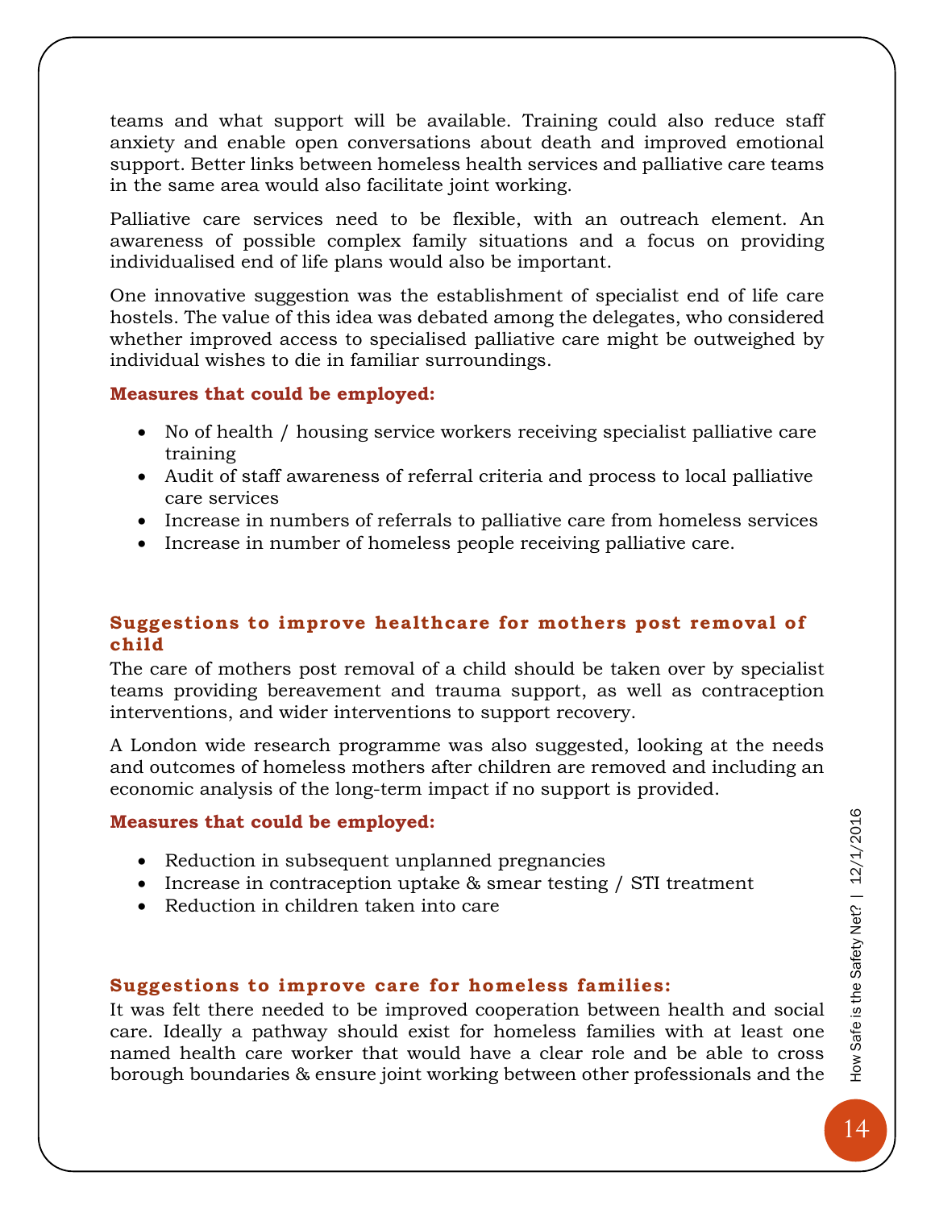teams and what support will be available. Training could also reduce staff anxiety and enable open conversations about death and improved emotional support. Better links between homeless health services and palliative care teams in the same area would also facilitate joint working.

Palliative care services need to be flexible, with an outreach element. An awareness of possible complex family situations and a focus on providing individualised end of life plans would also be important.

One innovative suggestion was the establishment of specialist end of life care hostels. The value of this idea was debated among the delegates, who considered whether improved access to specialised palliative care might be outweighed by individual wishes to die in familiar surroundings.

**Measures that could be employed:**

- No of health / housing service workers receiving specialist palliative care training
- Audit of staff awareness of referral criteria and process to local palliative care services
- Increase in numbers of referrals to palliative care from homeless services
- Increase in number of homeless people receiving palliative care.

### Suggestions to improve healthcare for mothers post removal of child

The care of mothers post removal of a child should be taken over by specialist teams providing bereavement and trauma support, as well as contraception interventions, and wider interventions to support recovery.

A London wide research programme was also suggested, looking at the needs and outcomes of homeless mothers after children are removed and including an economic analysis of the long-term impact if no support is provided.

**Measures that could be employed:**

- Reduction in subsequent unplanned pregnancies
- Increase in contraception uptake & smear testing / STI treatment
- Reduction in children taken into care

### Suggestions to improve care for homeless families:

It was felt there needed to be improved cooperation between health and social care. Ideally a pathway should exist for homeless families with at least one named health care worker that would have a clear role and be able to cross borough boundaries & ensure joint working between other professionals and the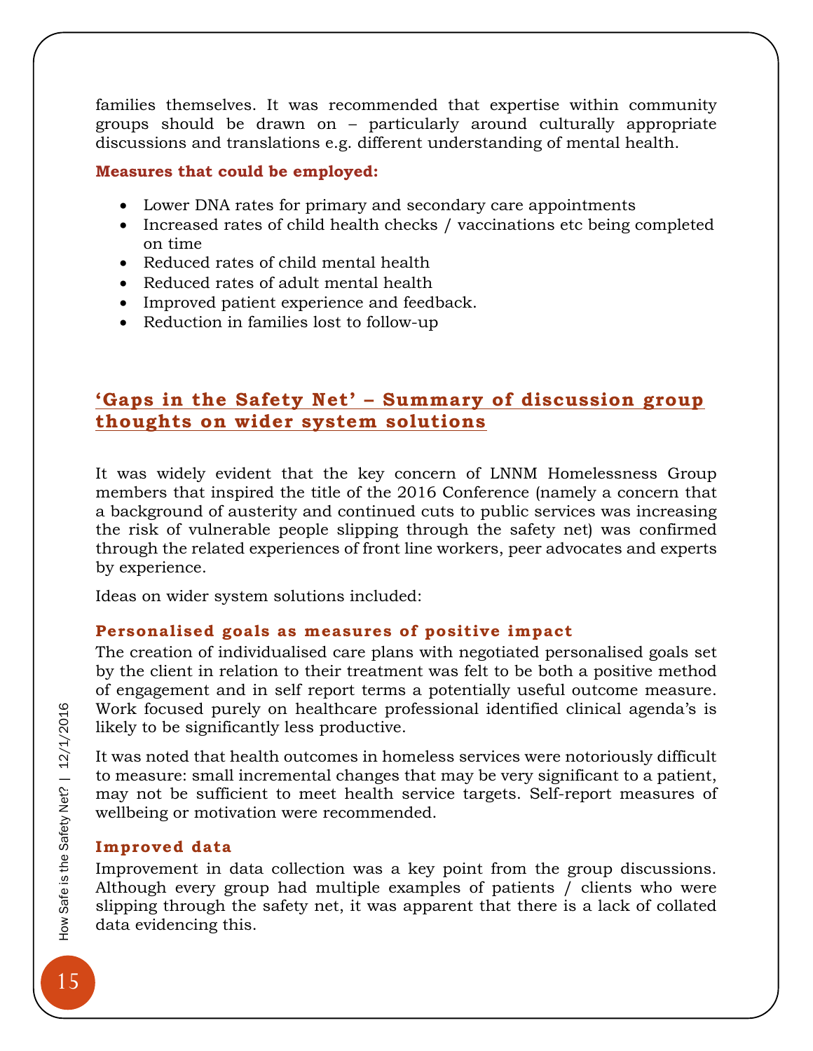families themselves. It was recommended that expertise within community groups should be drawn on – particularly around culturally appropriate discussions and translations e.g. different understanding of mental health.

**Measures that could be employed:**

- Lower DNA rates for primary and secondary care appointments
- Increased rates of child health checks / vaccinations etc being completed on time
- Reduced rates of child mental health
- Reduced rates of adult mental health
- Improved patient experience and feedback.
- Reduction in families lost to follow-up

## ‘Gaps in the Safety Net’ – Summary of discussion group thoughts on wider system solutions

It was widely evident that the key concern of LNNM Homelessness Group members that inspired the title of the 2016 Conference (namely a concern that a background of austerity and continued cuts to public services was increasing the risk of vulnerable people slipping through the safety net) was confirmed through the related experiences of front line workers, peer advocates and experts by experience.

Ideas on wider system solutions included:

### Personalised goals as measures of positive impact

The creation of individualised care plans with negotiated personalised goals set by the client in relation to their treatment was felt to be both a positive method of engagement and in self report terms a potentially useful outcome measure. Work focused purely on healthcare professional identified clinical agenda’s is likely to be significantly less productive.

It was noted that health outcomes in homeless services were notoriously difficult to measure: small incremental changes that may be very significant to a patient, may not be sufficient to meet health service targets. Self-report measures of wellbeing or motivation were recommended.

### Improved data

Improvement in data collection was a key point from the group discussions. Although every group had multiple examples of patients / clients who were slipping through the safety net, it was apparent that there is a lack of collated data evidencing this.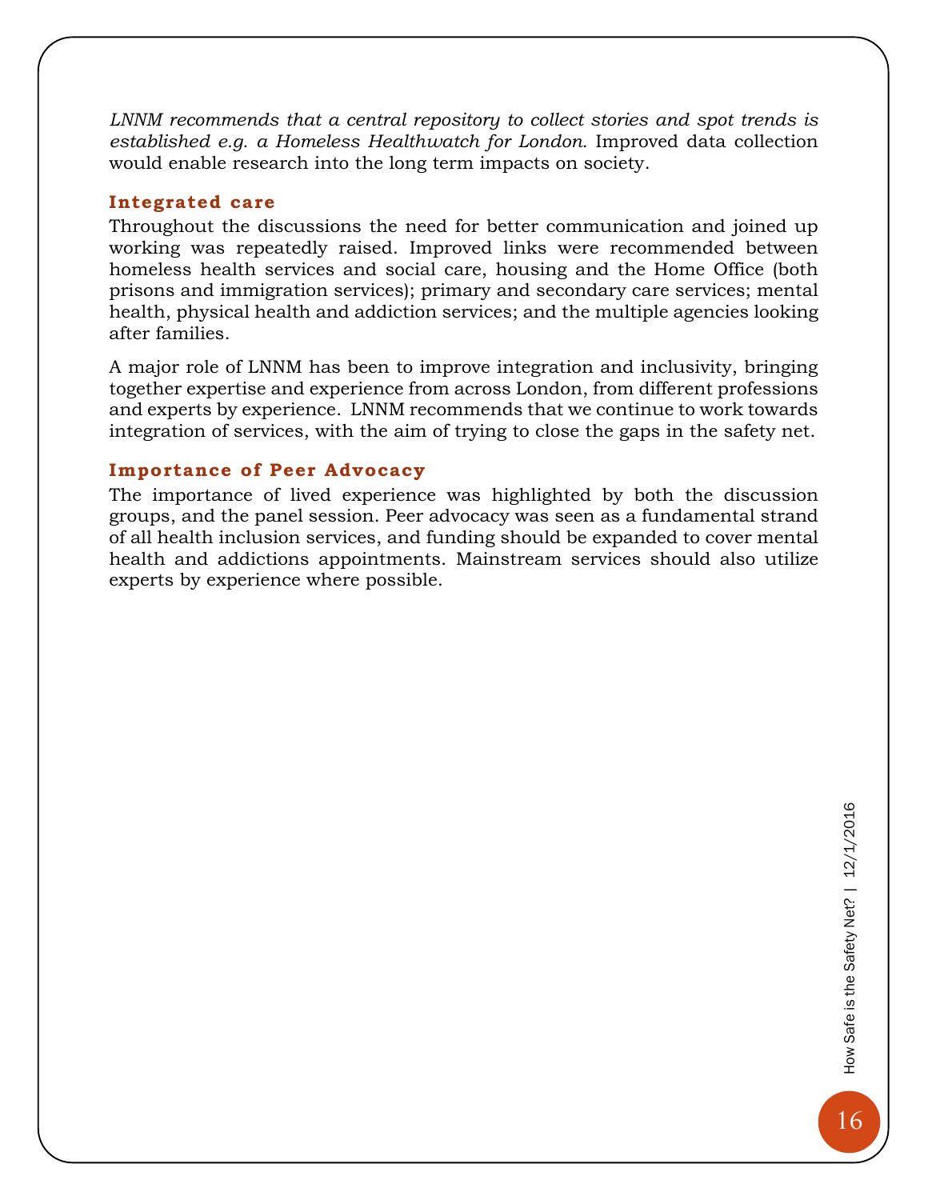*LNNM recommends that a central repository to collect stories and spot trends is established e.g. a Homeless Healthwatch for London.* Improved data collection would enable research into the long term impacts on society.

### Integrated care

Throughout the discussions the need for better communication and joined up working was repeatedly raised. Improved links were recommended between homeless health services and social care, housing and the Home Office (both prisons and immigration services); primary and secondary care services; mental health, physical health and addiction services; and the multiple agencies looking after families.

A major role of LNNM has been to improve integration and inclusivity, bringing together expertise and experience from across London, from different professions and experts by experience. LNNM recommends that we continue to work towards integration of services, with the aim of trying to close the gaps in the safety net.

### Importance of Peer Advocacy

The importance of lived experience was highlighted by both the discussion groups, and the panel session. Peer advocacy was seen as a fundamental strand of all health inclusion services, and funding should be expanded to cover mental health and addictions appointments. Mainstream services should also utilize experts by experience where possible.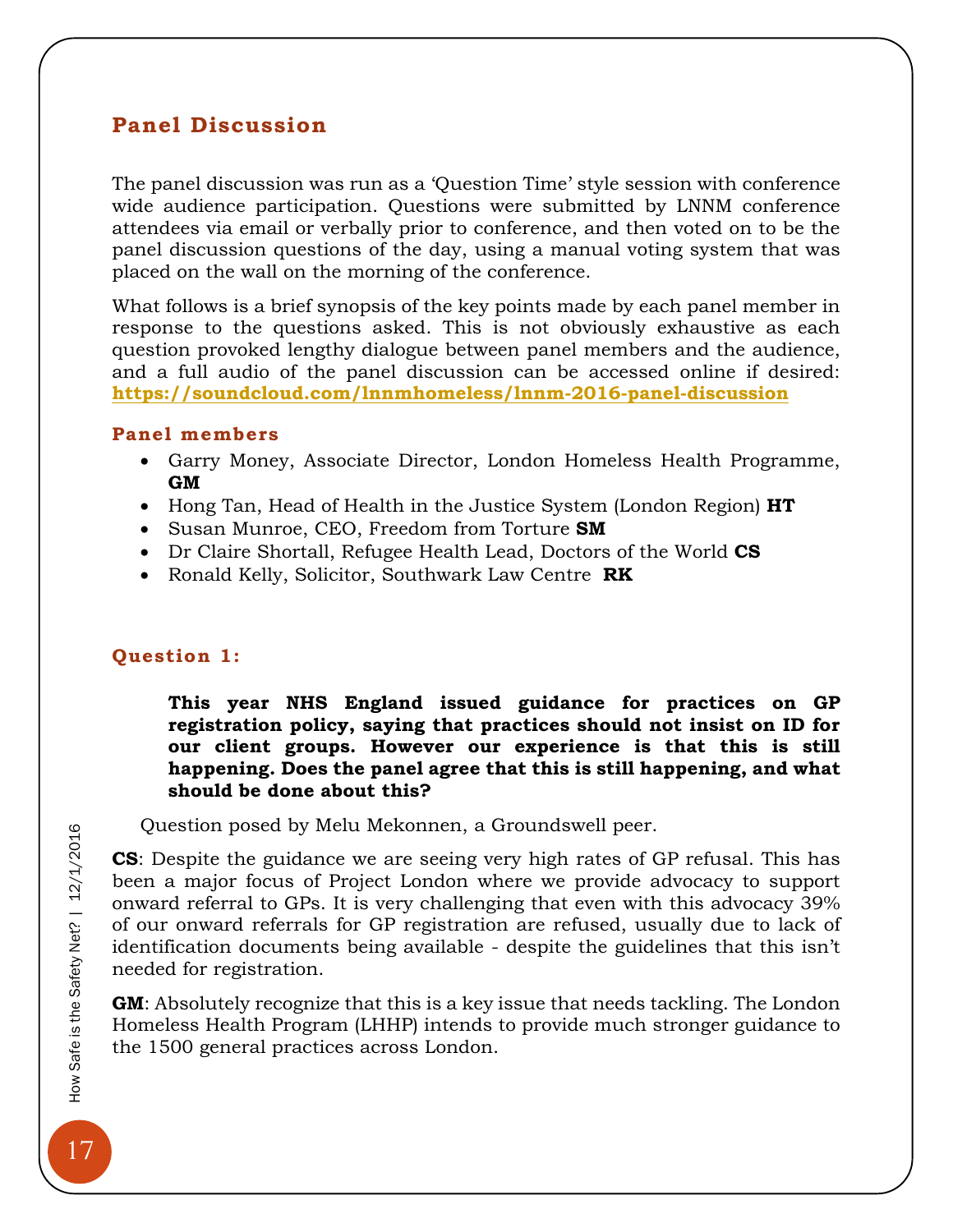## Panel Discussion

The panel discussion was run as a 'Question Time' style session with conference wide audience participation. Questions were submitted by LNNM conference attendees via email or verbally prior to conference, and then voted on to be the panel discussion questions of the day, using a manual voting system that was placed on the wall on the morning of the conference.

What follows is a brief synopsis of the key points made by each panel member in response to the questions asked. This is not obviously exhaustive as each question provoked lengthy dialogue between panel members and the audience, and a full audio of the panel discussion can be accessed online if desired: **https://soundcloud.com/lnnmhomeless/lnnm-2016-panel-discussion**

### Panel members

- Garry Money, Associate Director, London Homeless Health Programme, **GM**
- Hong Tan, Head of Health in the Justice System (London Region) **HT**
- Susan Munroe, CEO, Freedom from Torture **SM**
- Dr Claire Shortall, Refugee Health Lead, Doctors of the World **CS**
- Ronald Kelly, Solicitor, Southwark Law Centre **RK**

### Question 1:

> **This year NHS England issued guidance for practices on GP registration policy, saying that practices should not insist on ID for our client groups. However our experience is that this is still happening. Does the panel agree that this is still happening, and what should be done about this?**

Question posed by Melu Mekonnen, a Groundswell peer.

**CS**: Despite the guidance we are seeing very high rates of GP refusal. This has been a major focus of Project London where we provide advocacy to support onward referral to GPs. It is very challenging that even with this advocacy 39% of our onward referrals for GP registration are refused, usually due to lack of identification documents being available - despite the guidelines that this isn't needed for registration.

**GM**: Absolutely recognize that this is a key issue that needs tackling. The London Homeless Health Program (LHHP) intends to provide much stronger guidance to the 1500 general practices across London.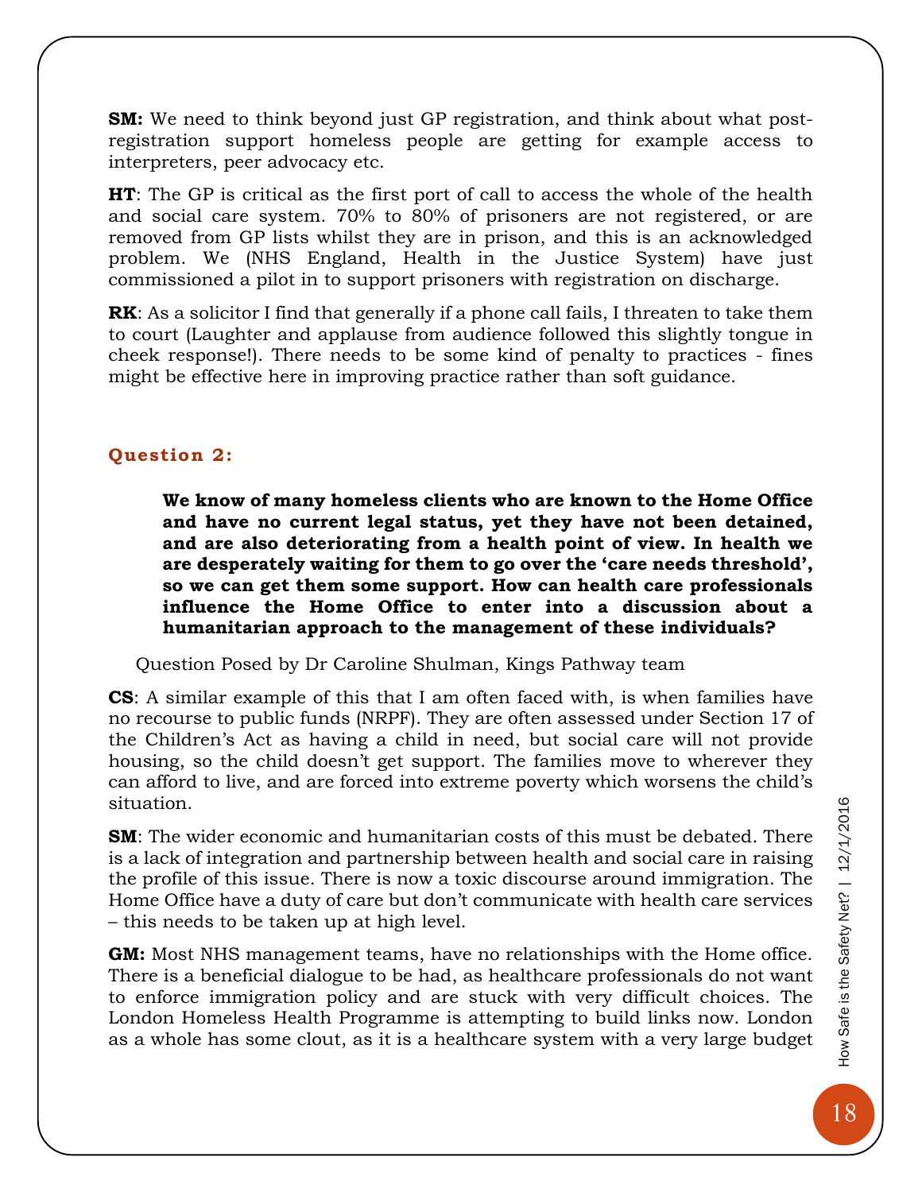**SM:** We need to think beyond just GP registration, and think about what post-registration support homeless people are getting for example access to interpreters, peer advocacy etc.

**HT**: The GP is critical as the first port of call to access the whole of the health and social care system. 70% to 80% of prisoners are not registered, or are removed from GP lists whilst they are in prison, and this is an acknowledged problem. We (NHS England, Health in the Justice System) have just commissioned a pilot in to support prisoners with registration on discharge.

**RK**: As a solicitor I find that generally if a phone call fails, I threaten to take them to court (Laughter and applause from audience followed this slightly tongue in cheek response!). There needs to be some kind of penalty to practices - fines might be effective here in improving practice rather than soft guidance.

### Question 2:

> **We know of many homeless clients who are known to the Home Office and have no current legal status, yet they have not been detained, and are also deteriorating from a health point of view. In health we are desperately waiting for them to go over the 'care needs threshold', so we can get them some support. How can health care professionals influence the Home Office to enter into a discussion about a humanitarian approach to the management of these individuals?**

Question Posed by Dr Caroline Shulman, Kings Pathway team

**CS**: A similar example of this that I am often faced with, is when families have no recourse to public funds (NRPF). They are often assessed under Section 17 of the Children's Act as having a child in need, but social care will not provide housing, so the child doesn't get support. The families move to wherever they can afford to live, and are forced into extreme poverty which worsens the child's situation.

**SM**: The wider economic and humanitarian costs of this must be debated. There is a lack of integration and partnership between health and social care in raising the profile of this issue. There is now a toxic discourse around immigration. The Home Office have a duty of care but don't communicate with health care services – this needs to be taken up at high level.

**GM:** Most NHS management teams, have no relationships with the Home office. There is a beneficial dialogue to be had, as healthcare professionals do not want to enforce immigration policy and are stuck with very difficult choices. The London Homeless Health Programme is attempting to build links now. London as a whole has some clout, as it is a healthcare system with a very large budget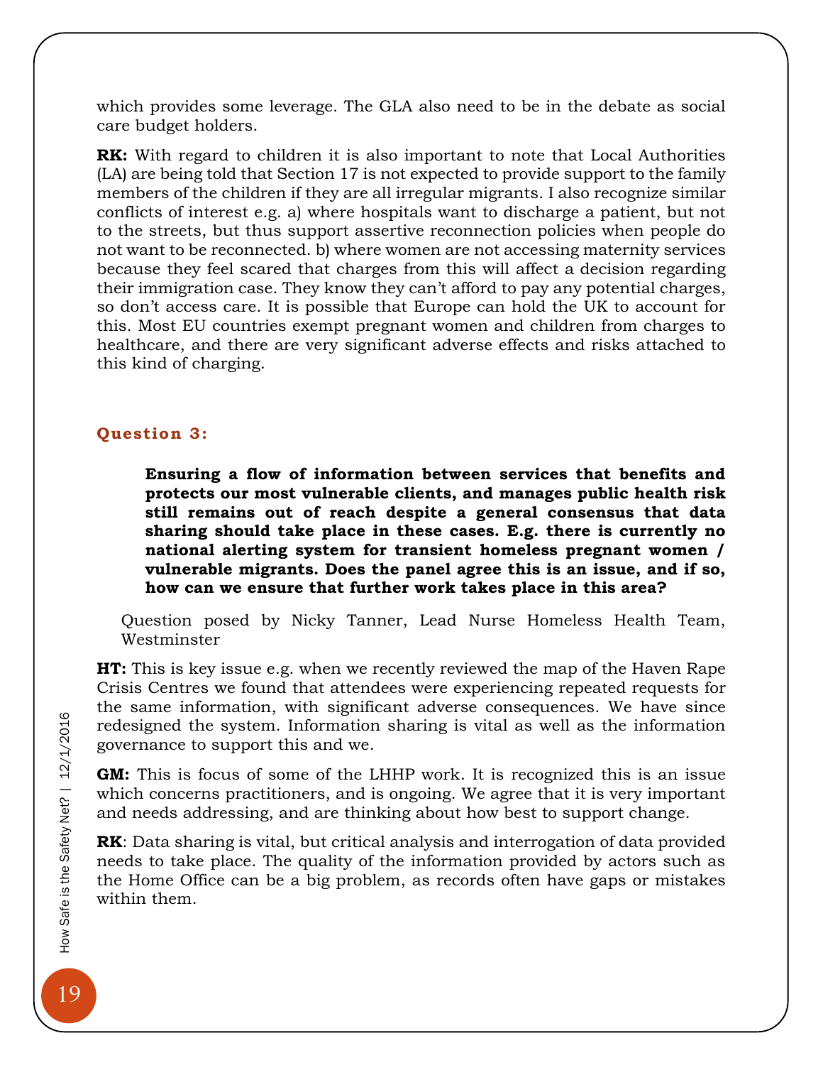which provides some leverage. The GLA also need to be in the debate as social care budget holders.

**RK:** With regard to children it is also important to note that Local Authorities (LA) are being told that Section 17 is not expected to provide support to the family members of the children if they are all irregular migrants. I also recognize similar conflicts of interest e.g. a) where hospitals want to discharge a patient, but not to the streets, but thus support assertive reconnection policies when people do not want to be reconnected. b) where women are not accessing maternity services because they feel scared that charges from this will affect a decision regarding their immigration case. They know they can't afford to pay any potential charges, so don't access care. It is possible that Europe can hold the UK to account for this. Most EU countries exempt pregnant women and children from charges to healthcare, and there are very significant adverse effects and risks attached to this kind of charging.

### Question 3:

> **Ensuring a flow of information between services that benefits and protects our most vulnerable clients, and manages public health risk still remains out of reach despite a general consensus that data sharing should take place in these cases. E.g. there is currently no national alerting system for transient homeless pregnant women / vulnerable migrants. Does the panel agree this is an issue, and if so, how can we ensure that further work takes place in this area?**
>
> Question posed by Nicky Tanner, Lead Nurse Homeless Health Team, Westminster

**HT:** This is key issue e.g. when we recently reviewed the map of the Haven Rape Crisis Centres we found that attendees were experiencing repeated requests for the same information, with significant adverse consequences. We have since redesigned the system. Information sharing is vital as well as the information governance to support this and we.

**GM:** This is focus of some of the LHHP work. It is recognized this is an issue which concerns practitioners, and is ongoing. We agree that it is very important and needs addressing, and are thinking about how best to support change.

**RK**: Data sharing is vital, but critical analysis and interrogation of data provided needs to take place. The quality of the information provided by actors such as the Home Office can be a big problem, as records often have gaps or mistakes within them.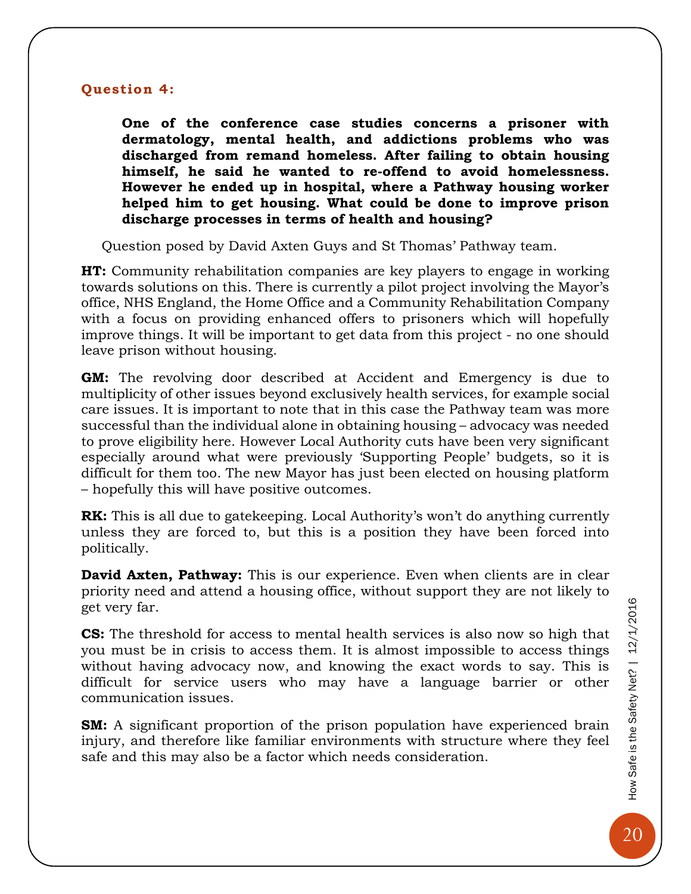### Question 4:

> **One of the conference case studies concerns a prisoner with dermatology, mental health, and addictions problems who was discharged from remand homeless. After failing to obtain housing himself, he said he wanted to re-offend to avoid homelessness. However he ended up in hospital, where a Pathway housing worker helped him to get housing. What could be done to improve prison discharge processes in terms of health and housing?**

Question posed by David Axten Guys and St Thomas' Pathway team.

**HT:** Community rehabilitation companies are key players to engage in working towards solutions on this. There is currently a pilot project involving the Mayor's office, NHS England, the Home Office and a Community Rehabilitation Company with a focus on providing enhanced offers to prisoners which will hopefully improve things. It will be important to get data from this project - no one should leave prison without housing.

**GM:** The revolving door described at Accident and Emergency is due to multiplicity of other issues beyond exclusively health services, for example social care issues. It is important to note that in this case the Pathway team was more successful than the individual alone in obtaining housing – advocacy was needed to prove eligibility here. However Local Authority cuts have been very significant especially around what were previously 'Supporting People' budgets, so it is difficult for them too. The new Mayor has just been elected on housing platform – hopefully this will have positive outcomes.

**RK:** This is all due to gatekeeping. Local Authority's won't do anything currently unless they are forced to, but this is a position they have been forced into politically.

**David Axten, Pathway:** This is our experience. Even when clients are in clear priority need and attend a housing office, without support they are not likely to get very far.

**CS:** The threshold for access to mental health services is also now so high that you must be in crisis to access them. It is almost impossible to access things without having advocacy now, and knowing the exact words to say. This is difficult for service users who may have a language barrier or other communication issues.

**SM:** A significant proportion of the prison population have experienced brain injury, and therefore like familiar environments with structure where they feel safe and this may also be a factor which needs consideration.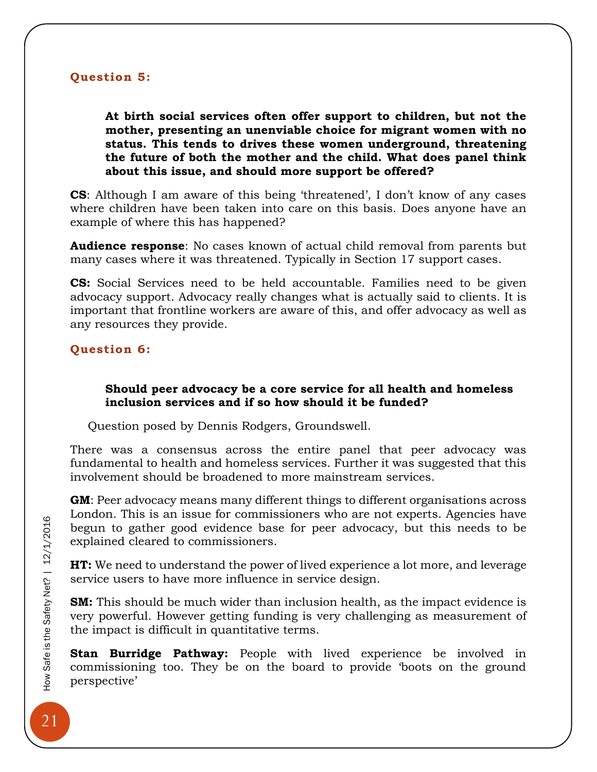### Question 5:

> **At birth social services often offer support to children, but not the mother, presenting an unenviable choice for migrant women with no status. This tends to drives these women underground, threatening the future of both the mother and the child. What does panel think about this issue, and should more support be offered?**

**CS**: Although I am aware of this being 'threatened', I don't know of any cases where children have been taken into care on this basis. Does anyone have an example of where this has happened?

**Audience response**: No cases known of actual child removal from parents but many cases where it was threatened. Typically in Section 17 support cases.

**CS:** Social Services need to be held accountable. Families need to be given advocacy support. Advocacy really changes what is actually said to clients. It is important that frontline workers are aware of this, and offer advocacy as well as any resources they provide.

### Question 6:

> **Should peer advocacy be a core service for all health and homeless inclusion services and if so how should it be funded?**

Question posed by Dennis Rodgers, Groundswell.

There was a consensus across the entire panel that peer advocacy was fundamental to health and homeless services. Further it was suggested that this involvement should be broadened to more mainstream services.

**GM**: Peer advocacy means many different things to different organisations across London. This is an issue for commissioners who are not experts. Agencies have begun to gather good evidence base for peer advocacy, but this needs to be explained cleared to commissioners.

**HT:** We need to understand the power of lived experience a lot more, and leverage service users to have more influence in service design.

**SM:** This should be much wider than inclusion health, as the impact evidence is very powerful. However getting funding is very challenging as measurement of the impact is difficult in quantitative terms.

**Stan Burridge Pathway:** People with lived experience be involved in commissioning too. They be on the board to provide 'boots on the ground perspective'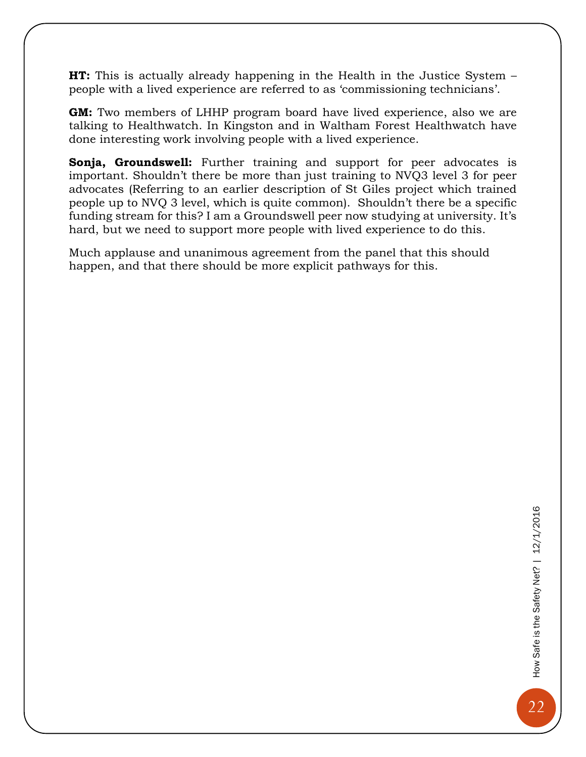**HT:** This is actually already happening in the Health in the Justice System – people with a lived experience are referred to as 'commissioning technicians'.

**GM:** Two members of LHHP program board have lived experience, also we are talking to Healthwatch. In Kingston and in Waltham Forest Healthwatch have done interesting work involving people with a lived experience.

**Sonja, Groundswell:** Further training and support for peer advocates is important. Shouldn't there be more than just training to NVQ3 level 3 for peer advocates (Referring to an earlier description of St Giles project which trained people up to NVQ 3 level, which is quite common). Shouldn't there be a specific funding stream for this? I am a Groundswell peer now studying at university. It's hard, but we need to support more people with lived experience to do this.

Much applause and unanimous agreement from the panel that this should happen, and that there should be more explicit pathways for this.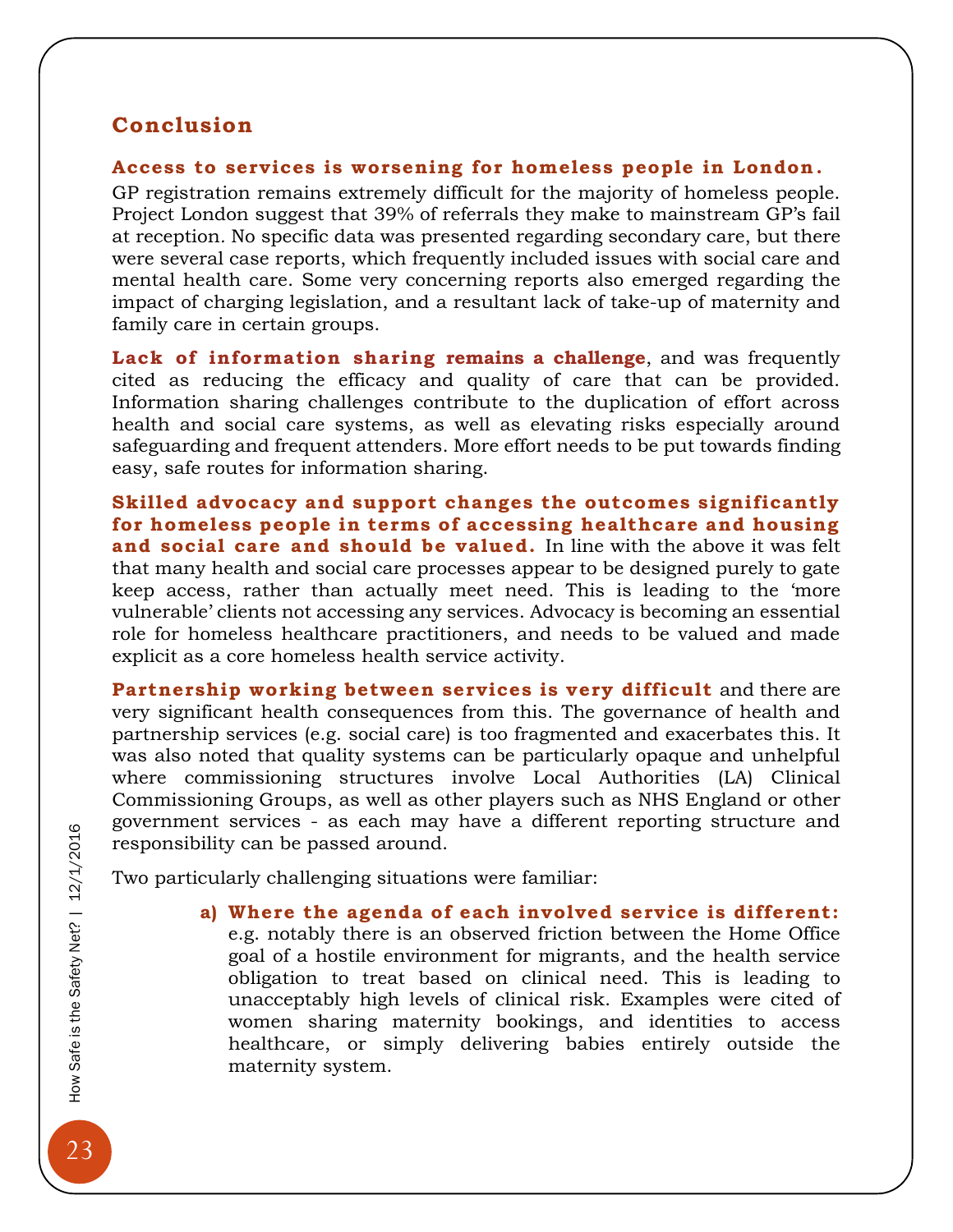## Conclusion

**Access to services is worsening for homeless people in London.** GP registration remains extremely difficult for the majority of homeless people. Project London suggest that 39% of referrals they make to mainstream GP's fail at reception. No specific data was presented regarding secondary care, but there were several case reports, which frequently included issues with social care and mental health care. Some very concerning reports also emerged regarding the impact of charging legislation, and a resultant lack of take-up of maternity and family care in certain groups.

**Lack of information sharing remains a challenge**, and was frequently cited as reducing the efficacy and quality of care that can be provided. Information sharing challenges contribute to the duplication of effort across health and social care systems, as well as elevating risks especially around safeguarding and frequent attenders. More effort needs to be put towards finding easy, safe routes for information sharing.

**Skilled advocacy and support changes the outcomes significantly for homeless people in terms of accessing healthcare and housing and social care and should be valued.** In line with the above it was felt that many health and social care processes appear to be designed purely to gate keep access, rather than actually meet need. This is leading to the 'more vulnerable' clients not accessing any services. Advocacy is becoming an essential role for homeless healthcare practitioners, and needs to be valued and made explicit as a core homeless health service activity.

**Partnership working between services is very difficult** and there are very significant health consequences from this. The governance of health and partnership services (e.g. social care) is too fragmented and exacerbates this. It was also noted that quality systems can be particularly opaque and unhelpful where commissioning structures involve Local Authorities (LA) Clinical Commissioning Groups, as well as other players such as NHS England or other government services - as each may have a different reporting structure and responsibility can be passed around.

Two particularly challenging situations were familiar:

a) **Where the agenda of each involved service is different:** e.g. notably there is an observed friction between the Home Office goal of a hostile environment for migrants, and the health service obligation to treat based on clinical need. This is leading to unacceptably high levels of clinical risk. Examples were cited of women sharing maternity bookings, and identities to access healthcare, or simply delivering babies entirely outside the maternity system.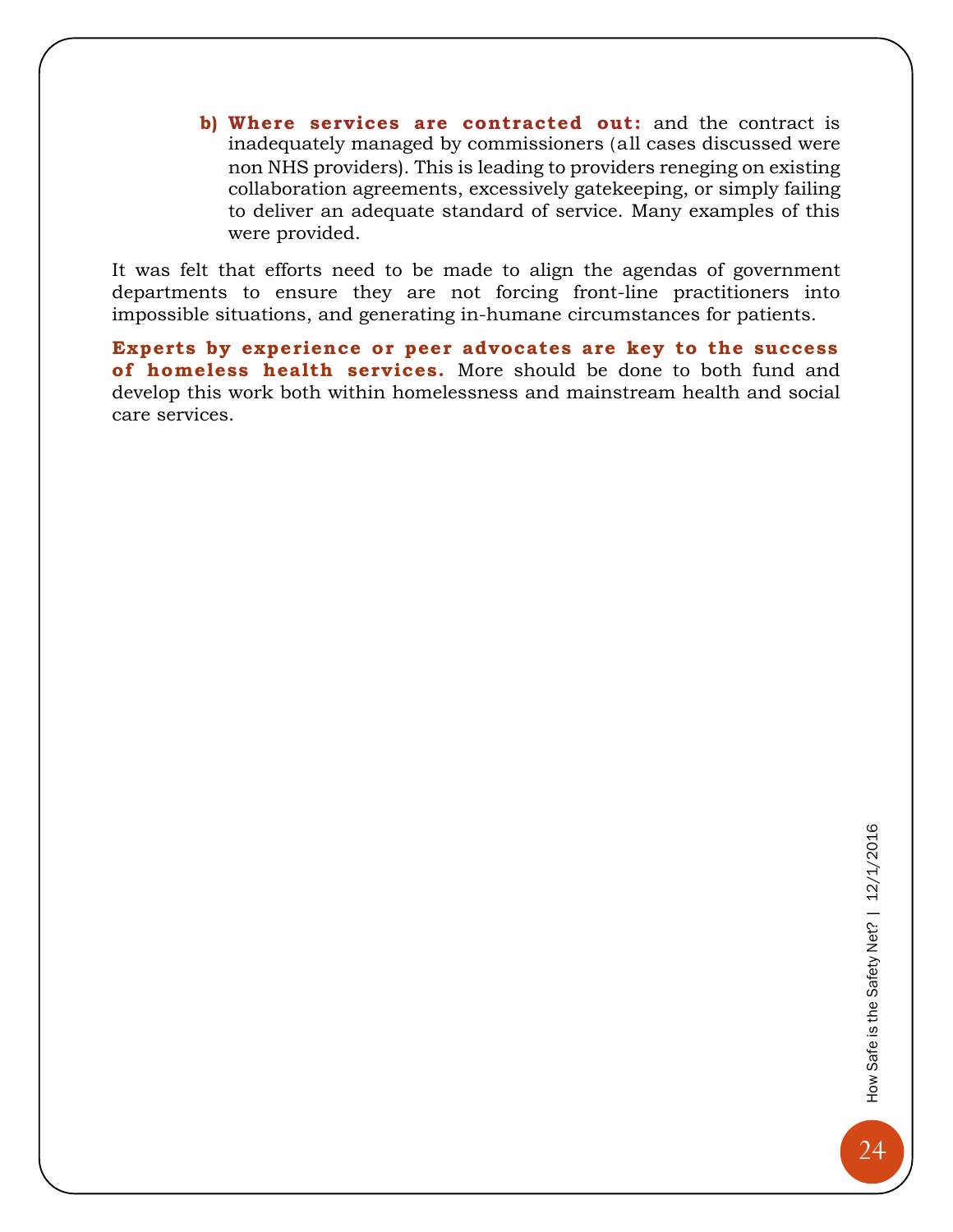b) **Where services are contracted out:** and the contract is inadequately managed by commissioners (all cases discussed were non NHS providers). This is leading to providers reneging on existing collaboration agreements, excessively gatekeeping, or simply failing to deliver an adequate standard of service. Many examples of this were provided.

It was felt that efforts need to be made to align the agendas of government departments to ensure they are not forcing front-line practitioners into impossible situations, and generating in-humane circumstances for patients.

**Experts by experience or peer advocates are key to the success of homeless health services.** More should be done to both fund and develop this work both within homelessness and mainstream health and social care services.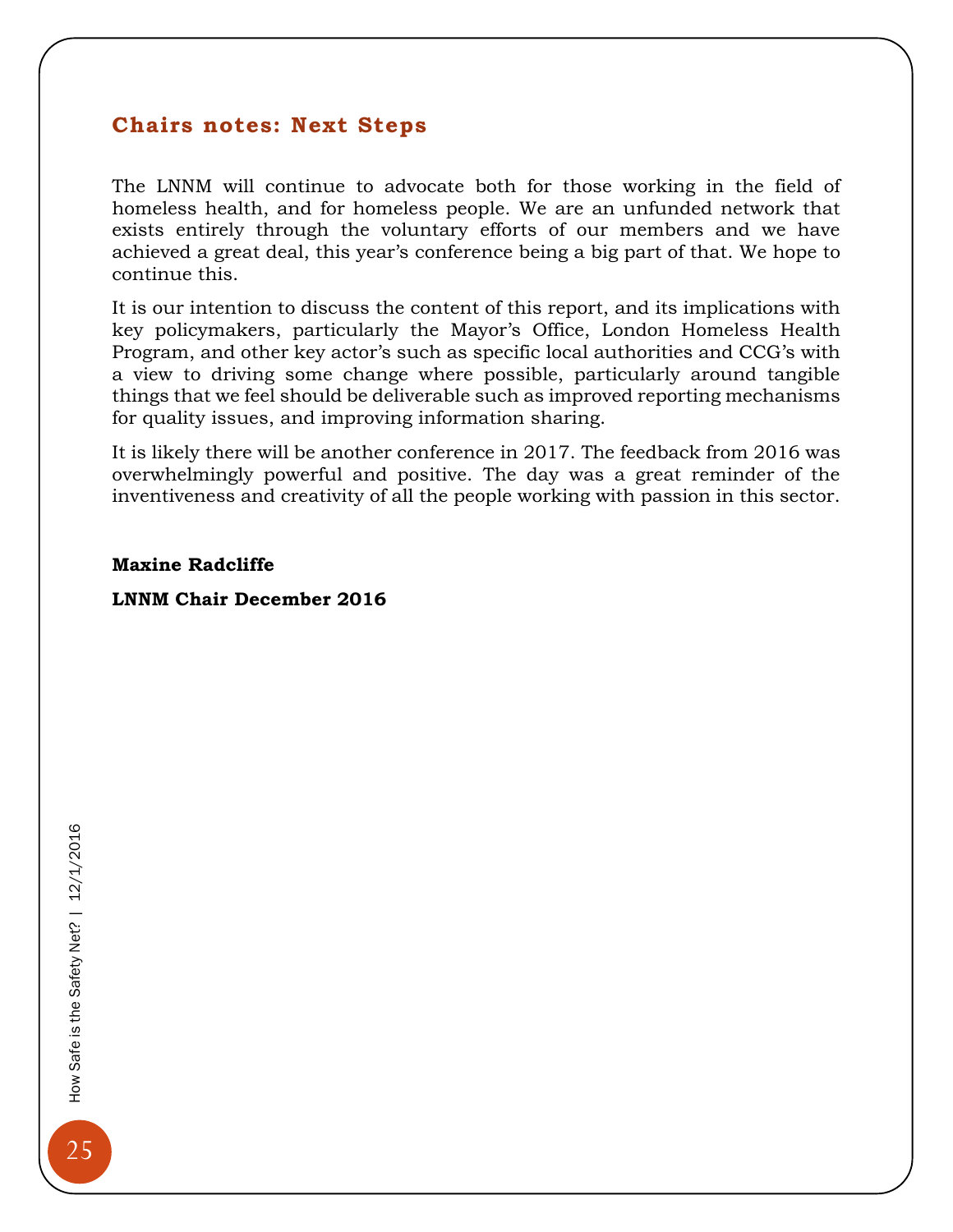## Chairs notes: Next Steps

The LNNM will continue to advocate both for those working in the field of homeless health, and for homeless people. We are an unfunded network that exists entirely through the voluntary efforts of our members and we have achieved a great deal, this year's conference being a big part of that. We hope to continue this.

It is our intention to discuss the content of this report, and its implications with key policymakers, particularly the Mayor's Office, London Homeless Health Program, and other key actor's such as specific local authorities and CCG's with a view to driving some change where possible, particularly around tangible things that we feel should be deliverable such as improved reporting mechanisms for quality issues, and improving information sharing.

It is likely there will be another conference in 2017. The feedback from 2016 was overwhelmingly powerful and positive. The day was a great reminder of the inventiveness and creativity of all the people working with passion in this sector.

**Maxine Radcliffe**

**LNNM Chair December 2016**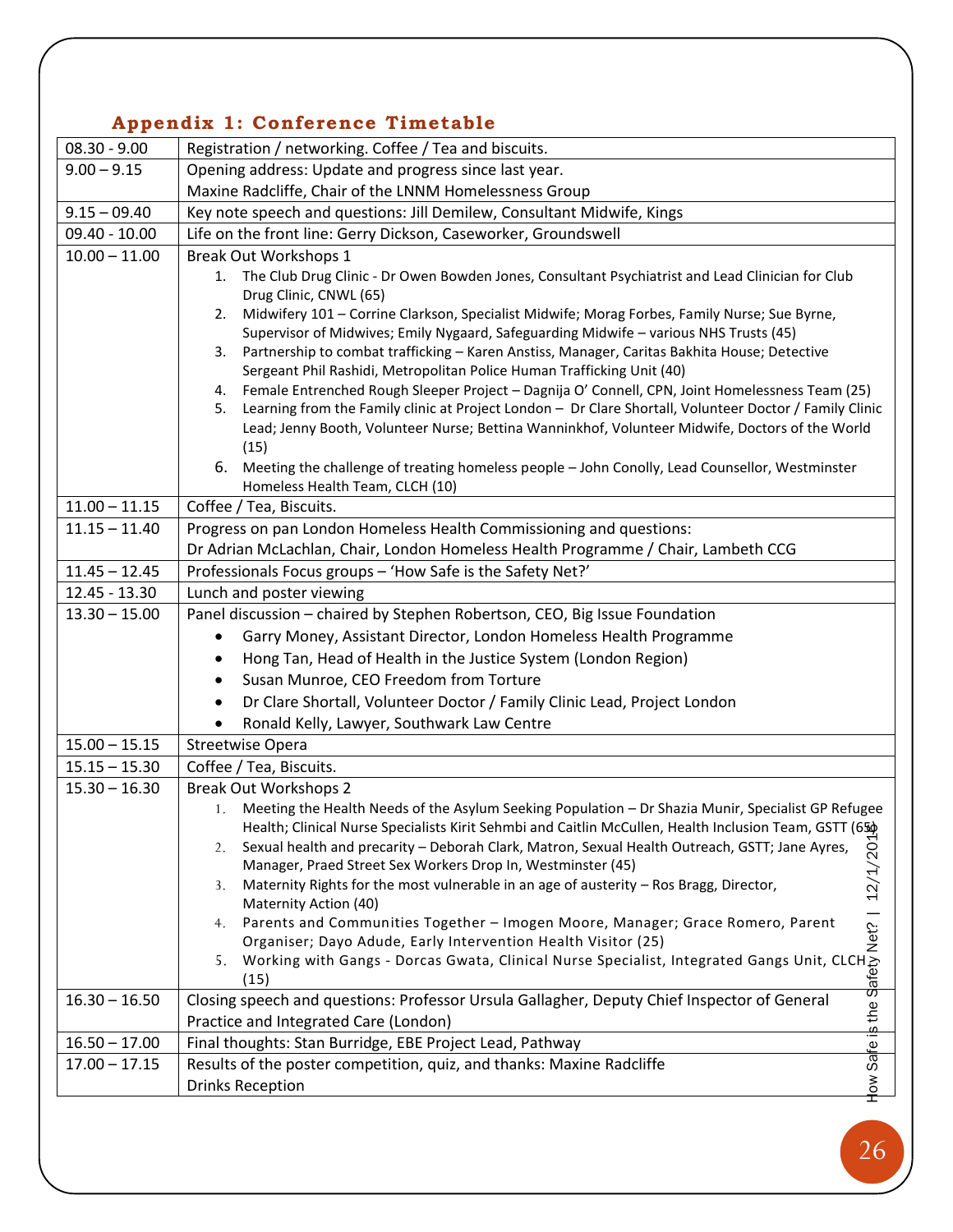## Appendix 1: Conference Timetable

| | |
|---|---|
| 08.30 - 9.00 | Registration / networking. Coffee / Tea and biscuits. |
| 9.00 – 9.15 | Opening address: Update and progress since last year.<br>Maxine Radcliffe, Chair of the LNNM Homelessness Group |
| 9.15 – 09.40 | Key note speech and questions: Jill Demilew, Consultant Midwife, Kings |
| 09.40 - 10.00 | Life on the front line: Gerry Dickson, Caseworker, Groundswell |
| 10.00 – 11.00 | Break Out Workshops 1<br>1. The Club Drug Clinic - Dr Owen Bowden Jones, Consultant Psychiatrist and Lead Clinician for Club Drug Clinic, CNWL (65)<br>2. Midwifery 101 – Corrine Clarkson, Specialist Midwife; Morag Forbes, Family Nurse; Sue Byrne, Supervisor of Midwives; Emily Nygaard, Safeguarding Midwife – various NHS Trusts (45)<br>3. Partnership to combat trafficking – Karen Anstiss, Manager, Caritas Bakhita House; Detective Sergeant Phil Rashidi, Metropolitan Police Human Trafficking Unit (40)<br>4. Female Entrenched Rough Sleeper Project – Dagnija O' Connell, CPN, Joint Homelessness Team (25)<br>5. Learning from the Family clinic at Project London – Dr Clare Shortall, Volunteer Doctor / Family Clinic Lead; Jenny Booth, Volunteer Nurse; Bettina Wanninkhof, Volunteer Midwife, Doctors of the World (15)<br>6. Meeting the challenge of treating homeless people – John Conolly, Lead Counsellor, Westminster Homeless Health Team, CLCH (10) |
| 11.00 – 11.15 | Coffee / Tea, Biscuits. |
| 11.15 – 11.40 | Progress on pan London Homeless Health Commissioning and questions:<br>Dr Adrian McLachlan, Chair, London Homeless Health Programme / Chair, Lambeth CCG |
| 11.45 – 12.45 | Professionals Focus groups – 'How Safe is the Safety Net?' |
| 12.45 - 13.30 | Lunch and poster viewing |
| 13.30 – 15.00 | Panel discussion – chaired by Stephen Robertson, CEO, Big Issue Foundation<br>• Garry Money, Assistant Director, London Homeless Health Programme<br>• Hong Tan, Head of Health in the Justice System (London Region)<br>• Susan Munroe, CEO Freedom from Torture<br>• Dr Clare Shortall, Volunteer Doctor / Family Clinic Lead, Project London<br>• Ronald Kelly, Lawyer, Southwark Law Centre |
| 15.00 – 15.15 | Streetwise Opera |
| 15.15 – 15.30 | Coffee / Tea, Biscuits. |
| 15.30 – 16.30 | Break Out Workshops 2<br>1. Meeting the Health Needs of the Asylum Seeking Population – Dr Shazia Munir, Specialist GP Refugee Health; Clinical Nurse Specialists Kirit Sehmbi and Caitlin McCullen, Health Inclusion Team, GSTT (65)<br>2. Sexual health and precarity – Deborah Clark, Matron, Sexual Health Outreach, GSTT; Jane Ayres, Manager, Praed Street Sex Workers Drop In, Westminster (45)<br>3. Maternity Rights for the most vulnerable in an age of austerity – Ros Bragg, Director, Maternity Action (40)<br>4. Parents and Communities Together – Imogen Moore, Manager; Grace Romero, Parent Organiser; Dayo Adude, Early Intervention Health Visitor (25)<br>5. Working with Gangs - Dorcas Gwata, Clinical Nurse Specialist, Integrated Gangs Unit, CLCH (15) |
| 16.30 – 16.50 | Closing speech and questions: Professor Ursula Gallagher, Deputy Chief Inspector of General Practice and Integrated Care (London) |
| 16.50 – 17.00 | Final thoughts: Stan Burridge, EBE Project Lead, Pathway |
| 17.00 – 17.15 | Results of the poster competition, quiz, and thanks: Maxine Radcliffe<br>Drinks Reception |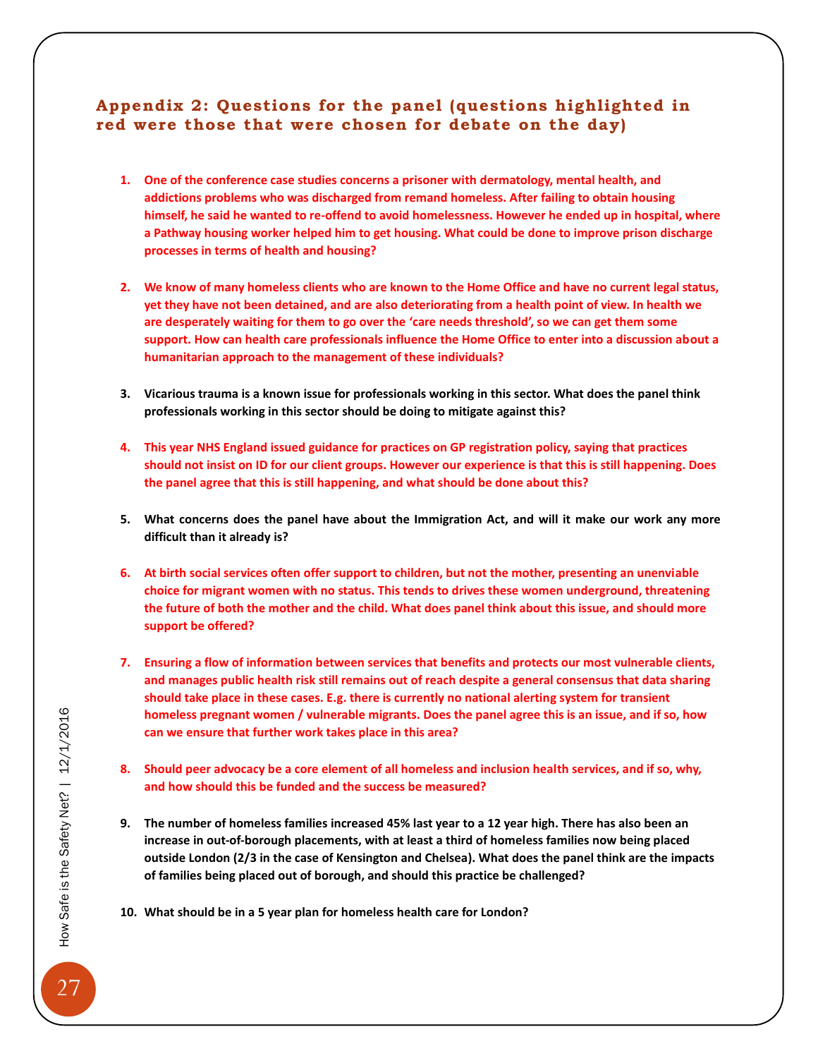## Appendix 2: Questions for the panel (questions highlighted in red were those that were chosen for debate on the day)

1. **One of the conference case studies concerns a prisoner with dermatology, mental health, and addictions problems who was discharged from remand homeless. After failing to obtain housing himself, he said he wanted to re-offend to avoid homelessness. However he ended up in hospital, where a Pathway housing worker helped him to get housing. What could be done to improve prison discharge processes in terms of health and housing?**

2. **We know of many homeless clients who are known to the Home Office and have no current legal status, yet they have not been detained, and are also deteriorating from a health point of view. In health we are desperately waiting for them to go over the 'care needs threshold', so we can get them some support. How can health care professionals influence the Home Office to enter into a discussion about a humanitarian approach to the management of these individuals?**

3. **Vicarious trauma is a known issue for professionals working in this sector. What does the panel think professionals working in this sector should be doing to mitigate against this?**

4. **This year NHS England issued guidance for practices on GP registration policy, saying that practices should not insist on ID for our client groups. However our experience is that this is still happening. Does the panel agree that this is still happening, and what should be done about this?**

5. **What concerns does the panel have about the Immigration Act, and will it make our work any more difficult than it already is?**

6. **At birth social services often offer support to children, but not the mother, presenting an unenviable choice for migrant women with no status. This tends to drives these women underground, threatening the future of both the mother and the child. What does panel think about this issue, and should more support be offered?**

7. **Ensuring a flow of information between services that benefits and protects our most vulnerable clients, and manages public health risk still remains out of reach despite a general consensus that data sharing should take place in these cases. E.g. there is currently no national alerting system for transient homeless pregnant women / vulnerable migrants. Does the panel agree this is an issue, and if so, how can we ensure that further work takes place in this area?**

8. **Should peer advocacy be a core element of all homeless and inclusion health services, and if so, why, and how should this be funded and the success be measured?**

9. **The number of homeless families increased 45% last year to a 12 year high. There has also been an increase in out-of-borough placements, with at least a third of homeless families now being placed outside London (2/3 in the case of Kensington and Chelsea). What does the panel think are the impacts of families being placed out of borough, and should this practice be challenged?**

10. **What should be in a 5 year plan for homeless health care for London?**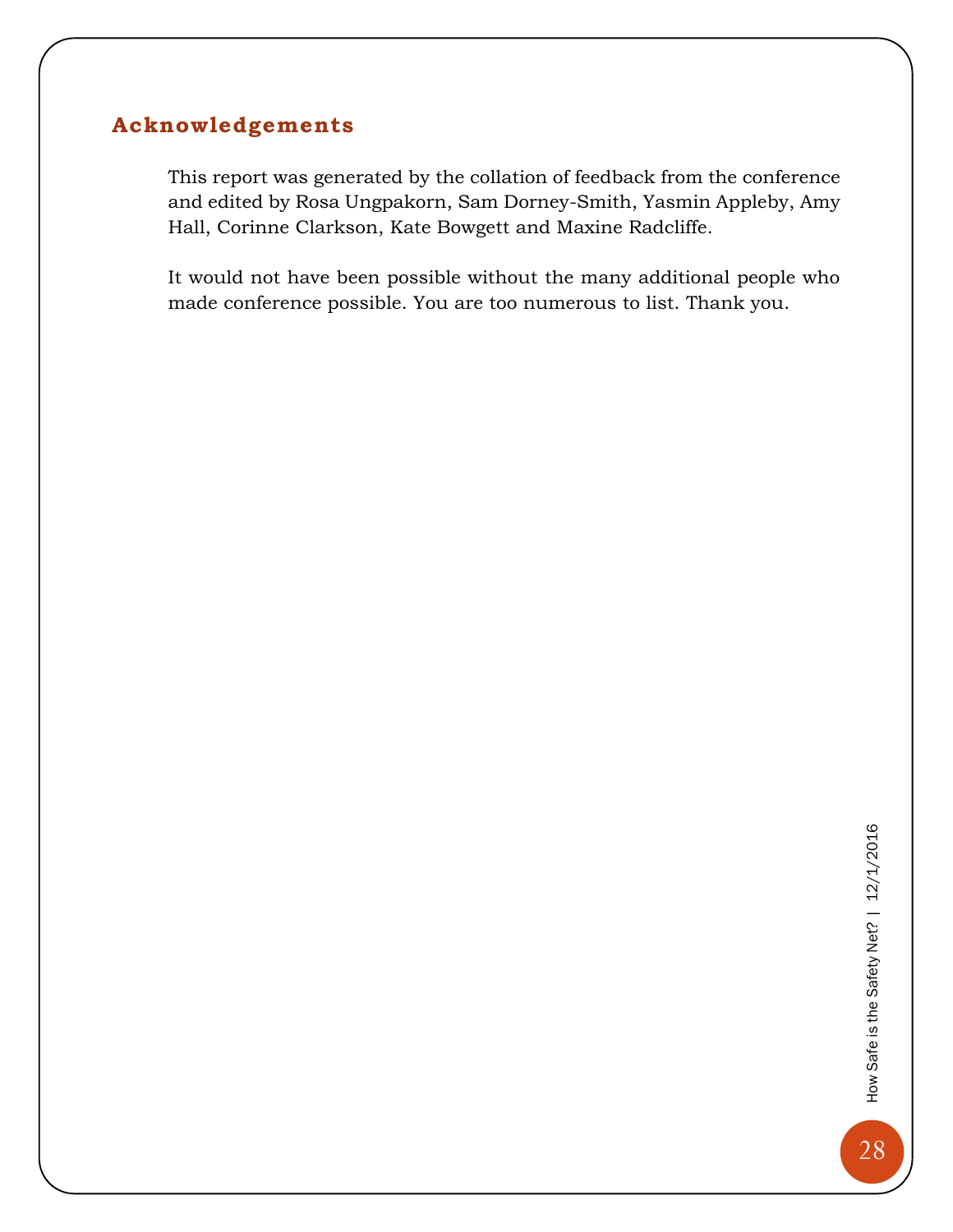## Acknowledgements

This report was generated by the collation of feedback from the conference and edited by Rosa Ungpakorn, Sam Dorney-Smith, Yasmin Appleby, Amy Hall, Corinne Clarkson, Kate Bowgett and Maxine Radcliffe.

It would not have been possible without the many additional people who made conference possible. You are too numerous to list. Thank you.